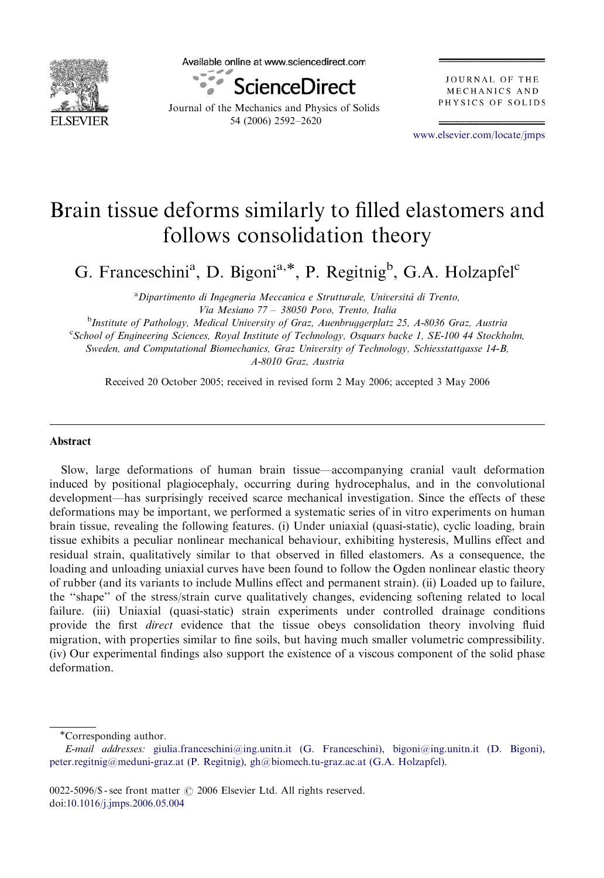# Brain tissue deforms similarly to filled elastomers and follows consolidation theory

G. Franceschini[a], D. Bigoni[a,*], P. Regitnig[b], G.A. Holzapfel[c]

[a]Dipartimento di Ingegneria Meccanica e Strutturale, Università di Trento, Via Mesiano 77 – 38050 Povo, Trento, Italia

[b]Institute of Pathology, Medical University of Graz, Auenbruggerplatz 25, A-8036 Graz, Austria

[c]School of Engineering Sciences, Royal Institute of Technology, Osquars backe 1, SE-100 44 Stockholm, Sweden, and Computational Biomechanics, Graz University of Technology, Schiesstattgasse 14-B, A-8010 Graz, Austria

Received 20 October 2005; received in revised form 2 May 2006; accepted 3 May 2006

## Abstract

Slow, large deformations of human brain tissue—accompanying cranial vault deformation induced by positional plagiocephaly, occurring during hydrocephalus, and in the convolutional development—has surprisingly received scarce mechanical investigation. Since the effects of these deformations may be important, we performed a systematic series of in vitro experiments on human brain tissue, revealing the following features. (i) Under uniaxial (quasi-static), cyclic loading, brain tissue exhibits a peculiar nonlinear mechanical behaviour, exhibiting hysteresis, Mullins effect and residual strain, qualitatively similar to that observed in filled elastomers. As a consequence, the loading and unloading uniaxial curves have been found to follow the Ogden nonlinear elastic theory of rubber (and its variants to include Mullins effect and permanent strain). (ii) Loaded up to failure, the "shape" of the stress/strain curve qualitatively changes, evidencing softening related to local failure. (iii) Uniaxial (quasi-static) strain experiments under controlled drainage conditions provide the first *direct* evidence that the tissue obeys consolidation theory involving fluid migration, with properties similar to fine soils, but having much smaller volumetric compressibility. (iv) Our experimental findings also support the existence of a viscous component of the solid phase deformation.

*Corresponding author.

*E-mail addresses:* giulia.franceschini@ing.unitn.it (G. Franceschini), bigoni@ing.unitn.it (D. Bigoni), peter.regitnig@meduni-graz.at (P. Regitnig), gh@biomech.tu-graz.ac.at (G.A. Holzapfel).

0022-5096/$ - see front matter © 2006 Elsevier Ltd. All rights reserved.
doi:10.1016/j.jmps.2006.05.004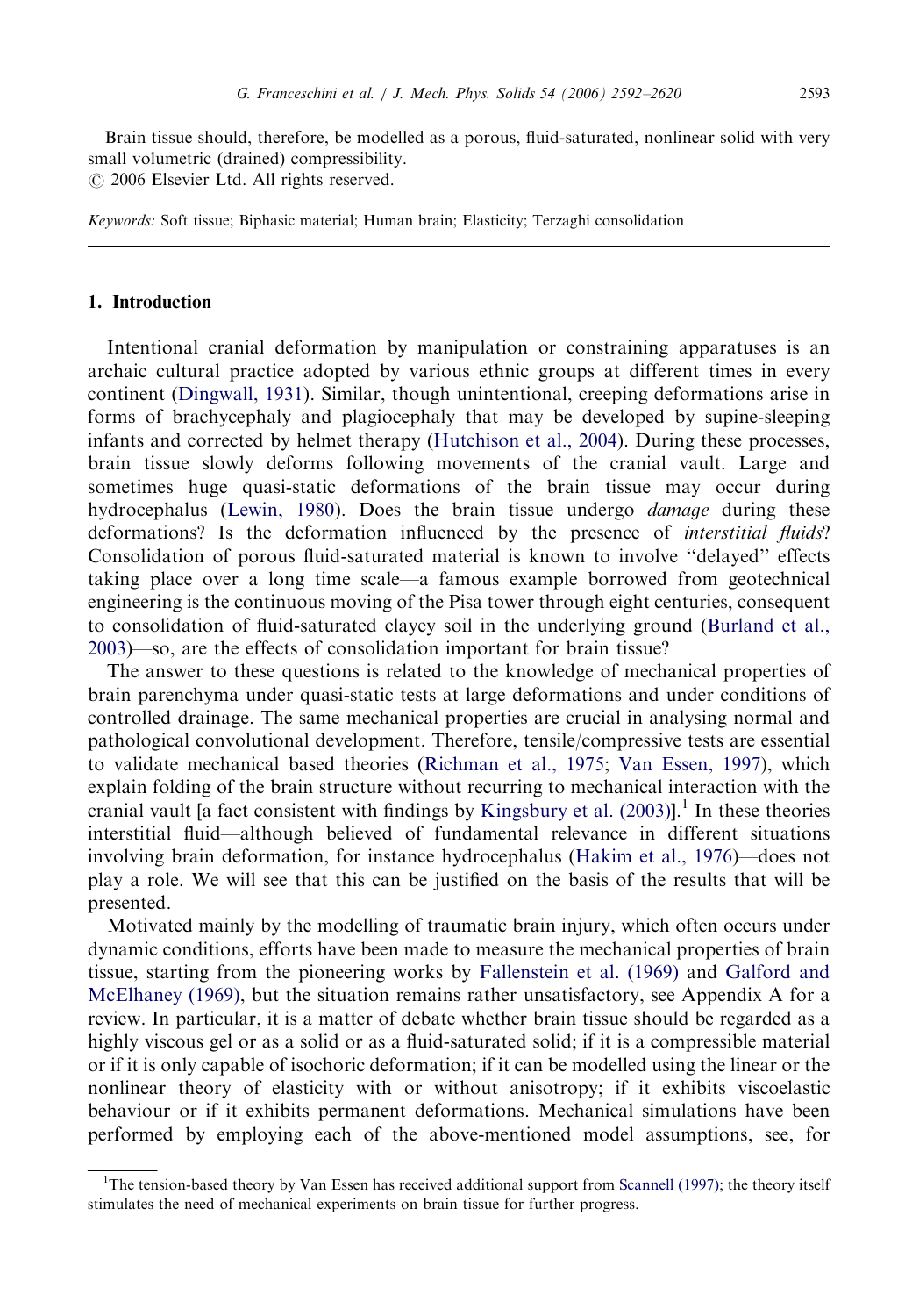Brain tissue should, therefore, be modelled as a porous, fluid-saturated, nonlinear solid with very small volumetric (drained) compressibility.
© 2006 Elsevier Ltd. All rights reserved.

*Keywords:* Soft tissue; Biphasic material; Human brain; Elasticity; Terzaghi consolidation

## 1. Introduction

Intentional cranial deformation by manipulation or constraining apparatuses is an archaic cultural practice adopted by various ethnic groups at different times in every continent (Dingwall, 1931). Similar, though unintentional, creeping deformations arise in forms of brachycephaly and plagiocephaly that may be developed by supine-sleeping infants and corrected by helmet therapy (Hutchison et al., 2004). During these processes, brain tissue slowly deforms following movements of the cranial vault. Large and sometimes huge quasi-static deformations of the brain tissue may occur during hydrocephalus (Lewin, 1980). Does the brain tissue undergo *damage* during these deformations? Is the deformation influenced by the presence of *interstitial fluids*? Consolidation of porous fluid-saturated material is known to involve "delayed" effects taking place over a long time scale—a famous example borrowed from geotechnical engineering is the continuous moving of the Pisa tower through eight centuries, consequent to consolidation of fluid-saturated clayey soil in the underlying ground (Burland et al., 2003)—so, are the effects of consolidation important for brain tissue?

The answer to these questions is related to the knowledge of mechanical properties of brain parenchyma under quasi-static tests at large deformations and under conditions of controlled drainage. The same mechanical properties are crucial in analysing normal and pathological convolutional development. Therefore, tensile/compressive tests are essential to validate mechanical based theories (Richman et al., 1975; Van Essen, 1997), which explain folding of the brain structure without recurring to mechanical interaction with the cranial vault [a fact consistent with findings by Kingsbury et al. (2003)].[1] In these theories interstitial fluid—although believed of fundamental relevance in different situations involving brain deformation, for instance hydrocephalus (Hakim et al., 1976)—does not play a role. We will see that this can be justified on the basis of the results that will be presented.

Motivated mainly by the modelling of traumatic brain injury, which often occurs under dynamic conditions, efforts have been made to measure the mechanical properties of brain tissue, starting from the pioneering works by Fallenstein et al. (1969) and Galford and McElhaney (1969), but the situation remains rather unsatisfactory, see Appendix A for a review. In particular, it is a matter of debate whether brain tissue should be regarded as a highly viscous gel or as a solid or as a fluid-saturated solid; if it is a compressible material or if it is only capable of isochoric deformation; if it can be modelled using the linear or the nonlinear theory of elasticity with or without anisotropy; if it exhibits viscoelastic behaviour or if it exhibits permanent deformations. Mechanical simulations have been performed by employing each of the above-mentioned model assumptions, see, for

[1] The tension-based theory by Van Essen has received additional support from Scannell (1997); the theory itself stimulates the need of mechanical experiments on brain tissue for further progress.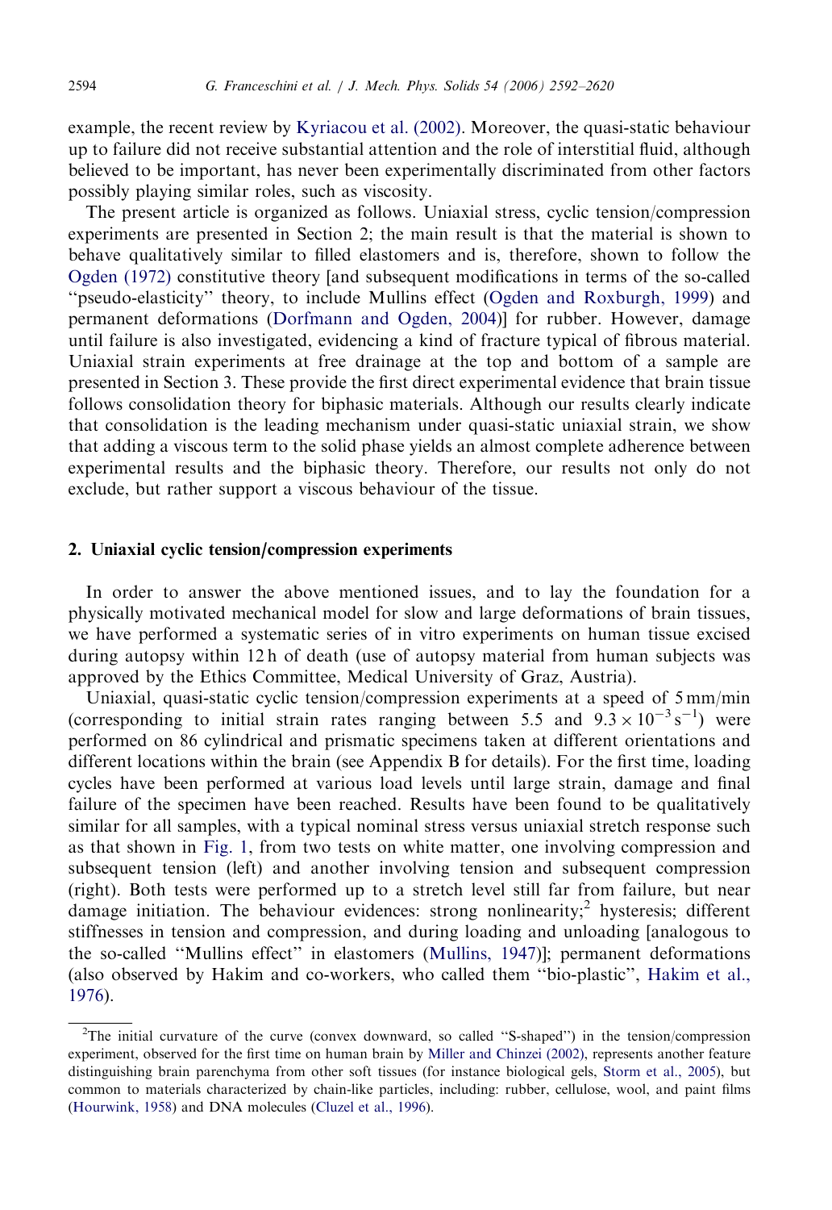example, the recent review by Kyriacou et al. (2002). Moreover, the quasi-static behaviour up to failure did not receive substantial attention and the role of interstitial fluid, although believed to be important, has never been experimentally discriminated from other factors possibly playing similar roles, such as viscosity.

The present article is organized as follows. Uniaxial stress, cyclic tension/compression experiments are presented in Section 2; the main result is that the material is shown to behave qualitatively similar to filled elastomers and is, therefore, shown to follow the Ogden (1972) constitutive theory [and subsequent modifications in terms of the so-called "pseudo-elasticity" theory, to include Mullins effect (Ogden and Roxburgh, 1999) and permanent deformations (Dorfmann and Ogden, 2004)] for rubber. However, damage until failure is also investigated, evidencing a kind of fracture typical of fibrous material. Uniaxial strain experiments at free drainage at the top and bottom of a sample are presented in Section 3. These provide the first direct experimental evidence that brain tissue follows consolidation theory for biphasic materials. Although our results clearly indicate that consolidation is the leading mechanism under quasi-static uniaxial strain, we show that adding a viscous term to the solid phase yields an almost complete adherence between experimental results and the biphasic theory. Therefore, our results not only do not exclude, but rather support a viscous behaviour of the tissue.

## 2. Uniaxial cyclic tension/compression experiments

In order to answer the above mentioned issues, and to lay the foundation for a physically motivated mechanical model for slow and large deformations of brain tissues, we have performed a systematic series of in vitro experiments on human tissue excised during autopsy within 12 h of death (use of autopsy material from human subjects was approved by the Ethics Committee, Medical University of Graz, Austria).

Uniaxial, quasi-static cyclic tension/compression experiments at a speed of 5 mm/min (corresponding to initial strain rates ranging between 5.5 and $9.3 \times 10^{-3}\,\mathrm{s}^{-1}$) were performed on 86 cylindrical and prismatic specimens taken at different orientations and different locations within the brain (see Appendix B for details). For the first time, loading cycles have been performed at various load levels until large strain, damage and final failure of the specimen have been reached. Results have been found to be qualitatively similar for all samples, with a typical nominal stress versus uniaxial stretch response such as that shown in Fig. 1, from two tests on white matter, one involving compression and subsequent tension (left) and another involving tension and subsequent compression (right). Both tests were performed up to a stretch level still far from failure, but near damage initiation. The behaviour evidences: strong nonlinearity;[2] hysteresis; different stiffnesses in tension and compression, and during loading and unloading [analogous to the so-called "Mullins effect" in elastomers (Mullins, 1947)]; permanent deformations (also observed by Hakim and co-workers, who called them "bio-plastic", Hakim et al., 1976).

[2] The initial curvature of the curve (convex downward, so called "S-shaped") in the tension/compression experiment, observed for the first time on human brain by Miller and Chinzei (2002), represents another feature distinguishing brain parenchyma from other soft tissues (for instance biological gels, Storm et al., 2005), but common to materials characterized by chain-like particles, including: rubber, cellulose, wool, and paint films (Hourwink, 1958) and DNA molecules (Cluzel et al., 1996).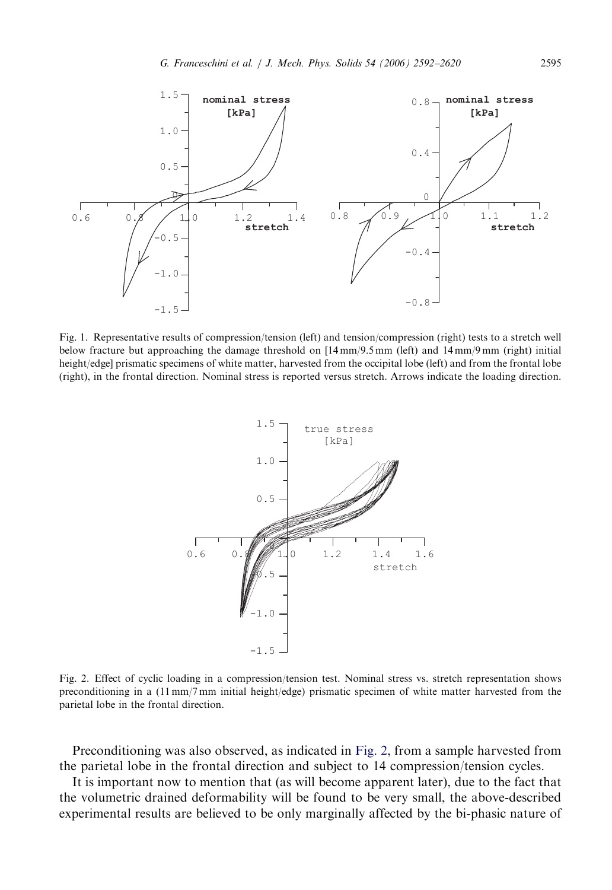Fig. 1. Representative results of compression/tension (left) and tension/compression (right) tests to a stretch well below fracture but approaching the damage threshold on [14 mm/9.5 mm (left) and 14 mm/9 mm (right) initial height/edge] prismatic specimens of white matter, harvested from the occipital lobe (left) and from the frontal lobe (right), in the frontal direction. Nominal stress is reported versus stretch. Arrows indicate the loading direction.

Fig. 2. Effect of cyclic loading in a compression/tension test. Nominal stress vs. stretch representation shows preconditioning in a (11 mm/7 mm initial height/edge) prismatic specimen of white matter harvested from the parietal lobe in the frontal direction.

Preconditioning was also observed, as indicated in Fig. 2, from a sample harvested from the parietal lobe in the frontal direction and subject to 14 compression/tension cycles.

It is important now to mention that (as will become apparent later), due to the fact that the volumetric drained deformability will be found to be very small, the above-described experimental results are believed to be only marginally affected by the bi-phasic nature of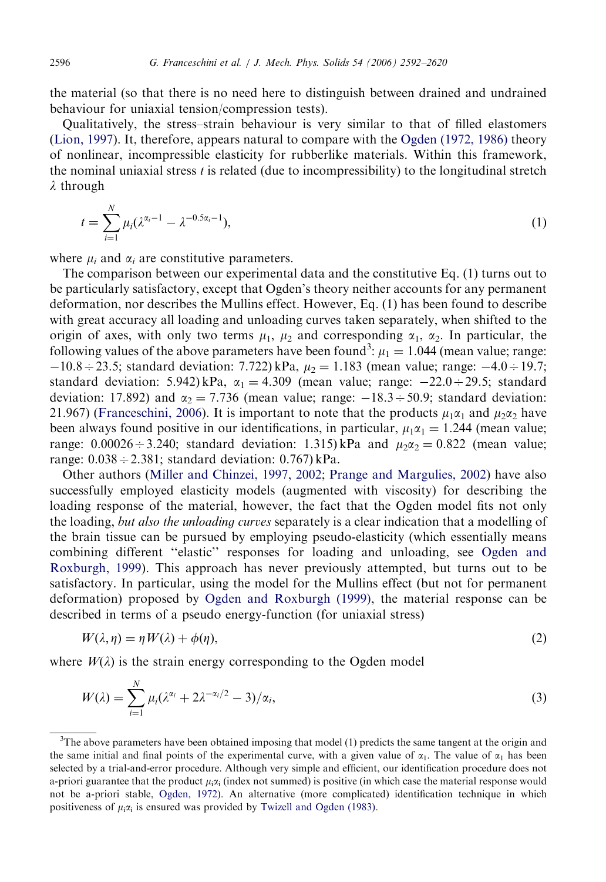the material (so that there is no need here to distinguish between drained and undrained behaviour for uniaxial tension/compression tests).

Qualitatively, the stress–strain behaviour is very similar to that of filled elastomers (Lion, 1997). It, therefore, appears natural to compare with the Ogden (1972, 1986) theory of nonlinear, incompressible elasticity for rubberlike materials. Within this framework, the nominal uniaxial stress $t$ is related (due to incompressibility) to the longitudinal stretch $\lambda$ through

$$t = \sum_{i=1}^{N} \mu_i (\lambda^{\alpha_i - 1} - \lambda^{-0.5\alpha_i - 1}), \tag{1}$$

where $\mu_i$ and $\alpha_i$ are constitutive parameters.

The comparison between our experimental data and the constitutive Eq. (1) turns out to be particularly satisfactory, except that Ogden's theory neither accounts for any permanent deformation, nor describes the Mullins effect. However, Eq. (1) has been found to describe with great accuracy all loading and unloading curves taken separately, when shifted to the origin of axes, with only two terms $\mu_1$, $\mu_2$ and corresponding $\alpha_1$, $\alpha_2$. In particular, the following values of the above parameters have been found[3]: $\mu_1 = 1.044$ (mean value; range: $-10.8 \div 23.5$; standard deviation: 7.722) kPa, $\mu_2 = 1.183$ (mean value; range: $-4.0 \div 19.7$; standard deviation: 5.942) kPa, $\alpha_1 = 4.309$ (mean value; range: $-22.0 \div 29.5$; standard deviation: 17.892) and $\alpha_2 = 7.736$ (mean value; range: $-18.3 \div 50.9$; standard deviation: 21.967) (Franceschini, 2006). It is important to note that the products $\mu_1\alpha_1$ and $\mu_2\alpha_2$ have been always found positive in our identifications, in particular, $\mu_1\alpha_1 = 1.244$ (mean value; range: $0.00026 \div 3.240$; standard deviation: 1.315) kPa and $\mu_2\alpha_2 = 0.822$ (mean value; range: $0.038 \div 2.381$; standard deviation: 0.767) kPa.

Other authors (Miller and Chinzei, 1997, 2002; Prange and Margulies, 2002) have also successfully employed elasticity models (augmented with viscosity) for describing the loading response of the material, however, the fact that the Ogden model fits not only the loading, *but also the unloading curves* separately is a clear indication that a modelling of the brain tissue can be pursued by employing pseudo-elasticity (which essentially means combining different "elastic" responses for loading and unloading, see Ogden and Roxburgh, 1999). This approach has never previously attempted, but turns out to be satisfactory. In particular, using the model for the Mullins effect (but not for permanent deformation) proposed by Ogden and Roxburgh (1999), the material response can be described in terms of a pseudo energy-function (for uniaxial stress)

$$W(\lambda, \eta) = \eta W(\lambda) + \phi(\eta), \tag{2}$$

where $W(\lambda)$ is the strain energy corresponding to the Ogden model

$$W(\lambda) = \sum_{i=1}^{N} \mu_i (\lambda^{\alpha_i} + 2\lambda^{-\alpha_i/2} - 3)/\alpha_i, \tag{3}$$

[3] The above parameters have been obtained imposing that model (1) predicts the same tangent at the origin and the same initial and final points of the experimental curve, with a given value of $\alpha_1$. The value of $\alpha_1$ has been selected by a trial-and-error procedure. Although very simple and efficient, our identification procedure does not a-priori guarantee that the product $\mu_i\alpha_i$ (index not summed) is positive (in which case the material response would not be a-priori stable, Ogden, 1972). An alternative (more complicated) identification technique in which positiveness of $\mu_i\alpha_i$ is ensured was provided by Twizell and Ogden (1983).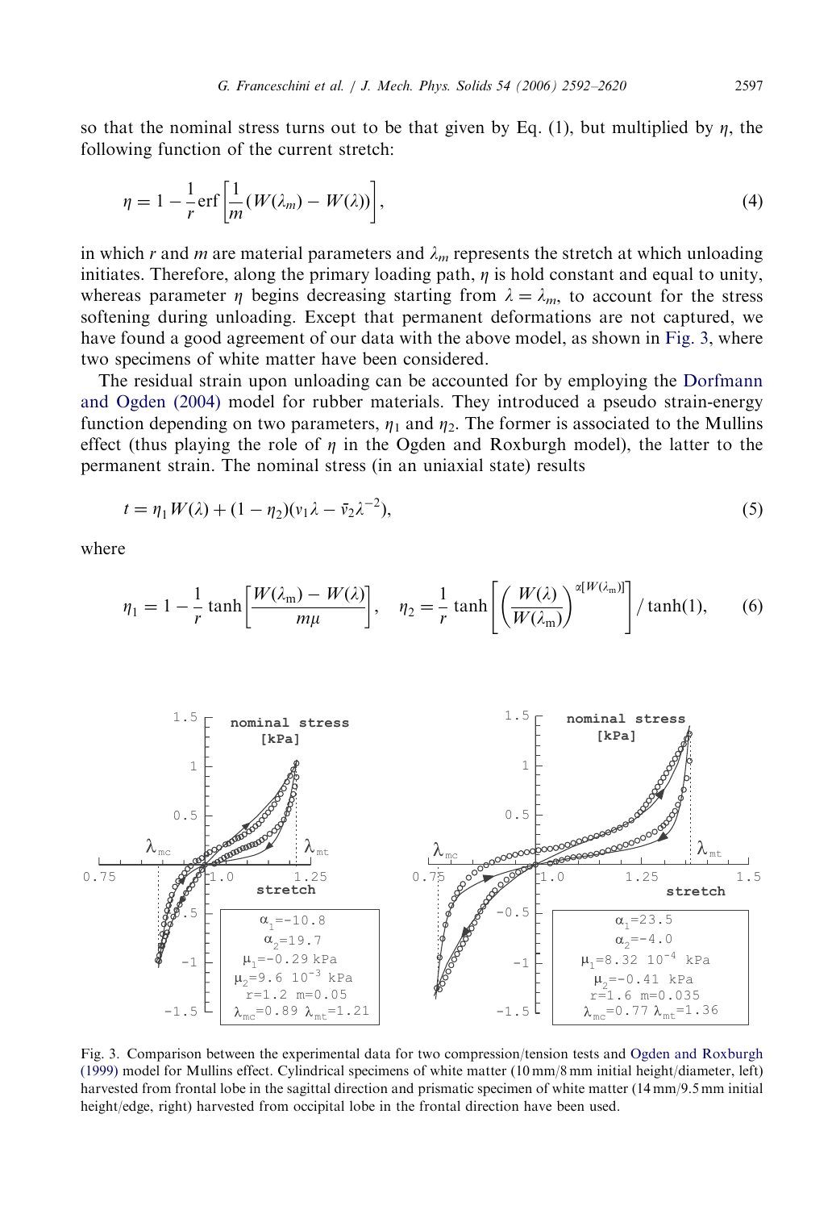so that the nominal stress turns out to be that given by Eq. (1), but multiplied by $\eta$, the following function of the current stretch:

$$\eta = 1 - \frac{1}{r}\,\mathrm{erf}\left[\frac{1}{m}(W(\lambda_m) - W(\lambda))\right], \tag{4}$$

in which $r$ and $m$ are material parameters and $\lambda_m$ represents the stretch at which unloading initiates. Therefore, along the primary loading path, $\eta$ is hold constant and equal to unity, whereas parameter $\eta$ begins decreasing starting from $\lambda = \lambda_m$, to account for the stress softening during unloading. Except that permanent deformations are not captured, we have found a good agreement of our data with the above model, as shown in Fig. 3, where two specimens of white matter have been considered.

The residual strain upon unloading can be accounted for by employing the Dorfmann and Ogden (2004) model for rubber materials. They introduced a pseudo strain-energy function depending on two parameters, $\eta_1$ and $\eta_2$. The former is associated to the Mullins effect (thus playing the role of $\eta$ in the Ogden and Roxburgh model), the latter to the permanent strain. The nominal stress (in an uniaxial state) results

$$t = \eta_1 W(\lambda) + (1 - \eta_2)(v_1\lambda - \bar{v}_2\lambda^{-2}), \tag{5}$$

where

$$\eta_1 = 1 - \frac{1}{r}\tanh\left[\frac{W(\lambda_\mathrm{m}) - W(\lambda)}{m\mu}\right], \quad \eta_2 = \frac{1}{r}\tanh\left[\left(\frac{W(\lambda)}{W(\lambda_\mathrm{m})}\right)^{\alpha[W(\lambda_\mathrm{m})]}\right]/\tanh(1), \tag{6}$$

Fig. 3. Comparison between the experimental data for two compression/tension tests and Ogden and Roxburgh (1999) model for Mullins effect. Cylindrical specimens of white matter (10 mm/8 mm initial height/diameter, left) harvested from frontal lobe in the sagittal direction and prismatic specimen of white matter (14 mm/9.5 mm initial height/edge, right) harvested from occipital lobe in the frontal direction have been used.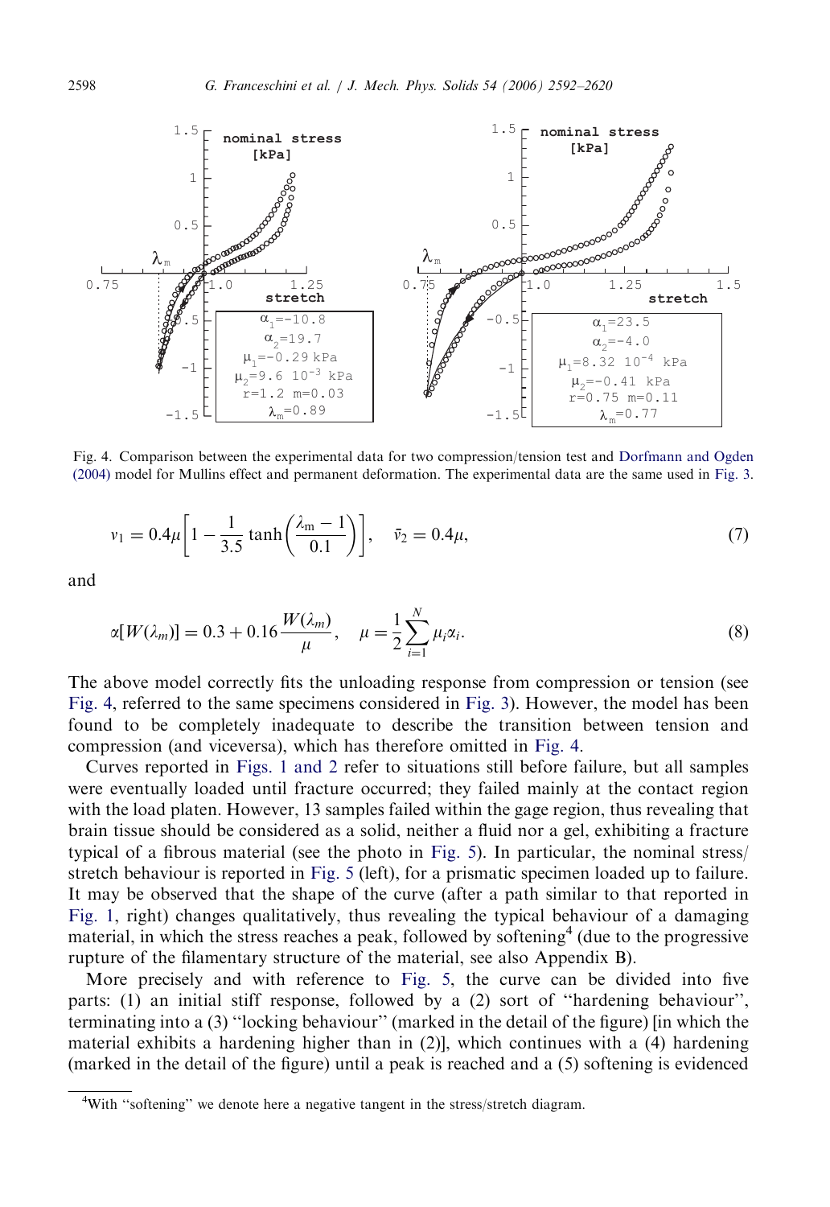Fig. 4. Comparison between the experimental data for two compression/tension test and Dorfmann and Ogden (2004) model for Mullins effect and permanent deformation. The experimental data are the same used in Fig. 3.

$$v_1 = 0.4\mu\left[1 - \frac{1}{3.5}\tanh\left(\frac{\lambda_m - 1}{0.1}\right)\right], \quad \bar{v}_2 = 0.4\mu, \tag{7}$$

and

$$\alpha[W(\lambda_m)] = 0.3 + 0.16\frac{W(\lambda_m)}{\mu}, \quad \mu = \frac{1}{2}\sum_{i=1}^{N}\mu_i\alpha_i. \tag{8}$$

The above model correctly fits the unloading response from compression or tension (see Fig. 4, referred to the same specimens considered in Fig. 3). However, the model has been found to be completely inadequate to describe the transition between tension and compression (and viceversa), which has therefore omitted in Fig. 4.

Curves reported in Figs. 1 and 2 refer to situations still before failure, but all samples were eventually loaded until fracture occurred; they failed mainly at the contact region with the load platen. However, 13 samples failed within the gage region, thus revealing that brain tissue should be considered as a solid, neither a fluid nor a gel, exhibiting a fracture typical of a fibrous material (see the photo in Fig. 5). In particular, the nominal stress/stretch behaviour is reported in Fig. 5 (left), for a prismatic specimen loaded up to failure. It may be observed that the shape of the curve (after a path similar to that reported in Fig. 1, right) changes qualitatively, thus revealing the typical behaviour of a damaging material, in which the stress reaches a peak, followed by softening[4] (due to the progressive rupture of the filamentary structure of the material, see also Appendix B).

More precisely and with reference to Fig. 5, the curve can be divided into five parts: (1) an initial stiff response, followed by a (2) sort of "hardening behaviour", terminating into a (3) "locking behaviour" (marked in the detail of the figure) [in which the material exhibits a hardening higher than in (2)], which continues with a (4) hardening (marked in the detail of the figure) until a peak is reached and a (5) softening is evidenced

[4]With "softening" we denote here a negative tangent in the stress/stretch diagram.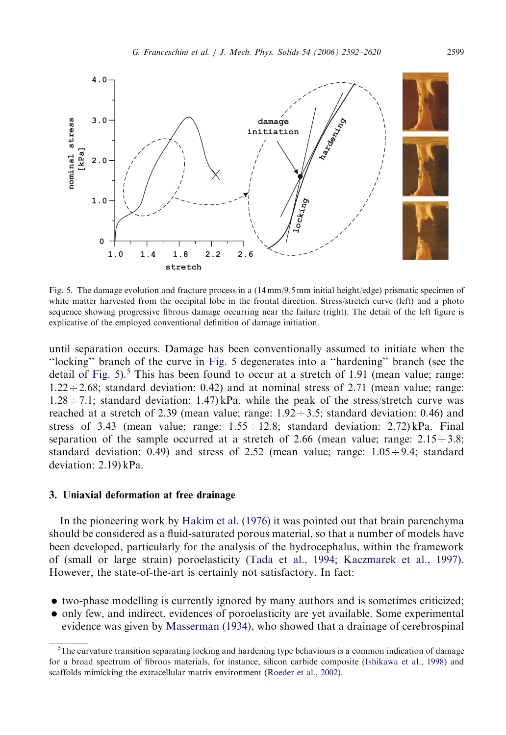Fig. 5. The damage evolution and fracture process in a (14 mm/9.5 mm initial height/edge) prismatic specimen of white matter harvested from the occipital lobe in the frontal direction. Stress/stretch curve (left) and a photo sequence showing progressive fibrous damage occurring near the failure (right). The detail of the left figure is explicative of the employed conventional definition of damage initiation.

until separation occurs. Damage has been conventionally assumed to initiate when the ''locking'' branch of the curve in Fig. 5 degenerates into a ''hardening'' branch (see the detail of Fig. 5).[5] This has been found to occur at a stretch of 1.91 (mean value; range: $1.22 \div 2.68$; standard deviation: 0.42) and at nominal stress of 2.71 (mean value; range: $1.28 \div 7.1$; standard deviation: 1.47) kPa, while the peak of the stress/stretch curve was reached at a stretch of 2.39 (mean value; range: $1.92 \div 3.5$; standard deviation: 0.46) and stress of 3.43 (mean value; range: $1.55 \div 12.8$; standard deviation: 2.72) kPa. Final separation of the sample occurred at a stretch of 2.66 (mean value; range: $2.15 \div 3.8$; standard deviation: 0.49) and stress of 2.52 (mean value; range: $1.05 \div 9.4$; standard deviation: 2.19) kPa.

## 3. Uniaxial deformation at free drainage

In the pioneering work by Hakim et al. (1976) it was pointed out that brain parenchyma should be considered as a fluid-saturated porous material, so that a number of models have been developed, particularly for the analysis of the hydrocephalus, within the framework of (small or large strain) poroelasticity (Tada et al., 1994; Kaczmarek et al., 1997). However, the state-of-the-art is certainly not satisfactory. In fact:

- two-phase modelling is currently ignored by many authors and is sometimes criticized;
- only few, and indirect, evidences of poroelasticity are yet available. Some experimental evidence was given by Masserman (1934), who showed that a drainage of cerebrospinal

[5] The curvature transition separating locking and hardening type behaviours is a common indication of damage for a broad spectrum of fibrous materials, for instance, silicon carbide composite (Ishikawa et al., 1998) and scaffolds mimicking the extracellular matrix environment (Roeder et al., 2002).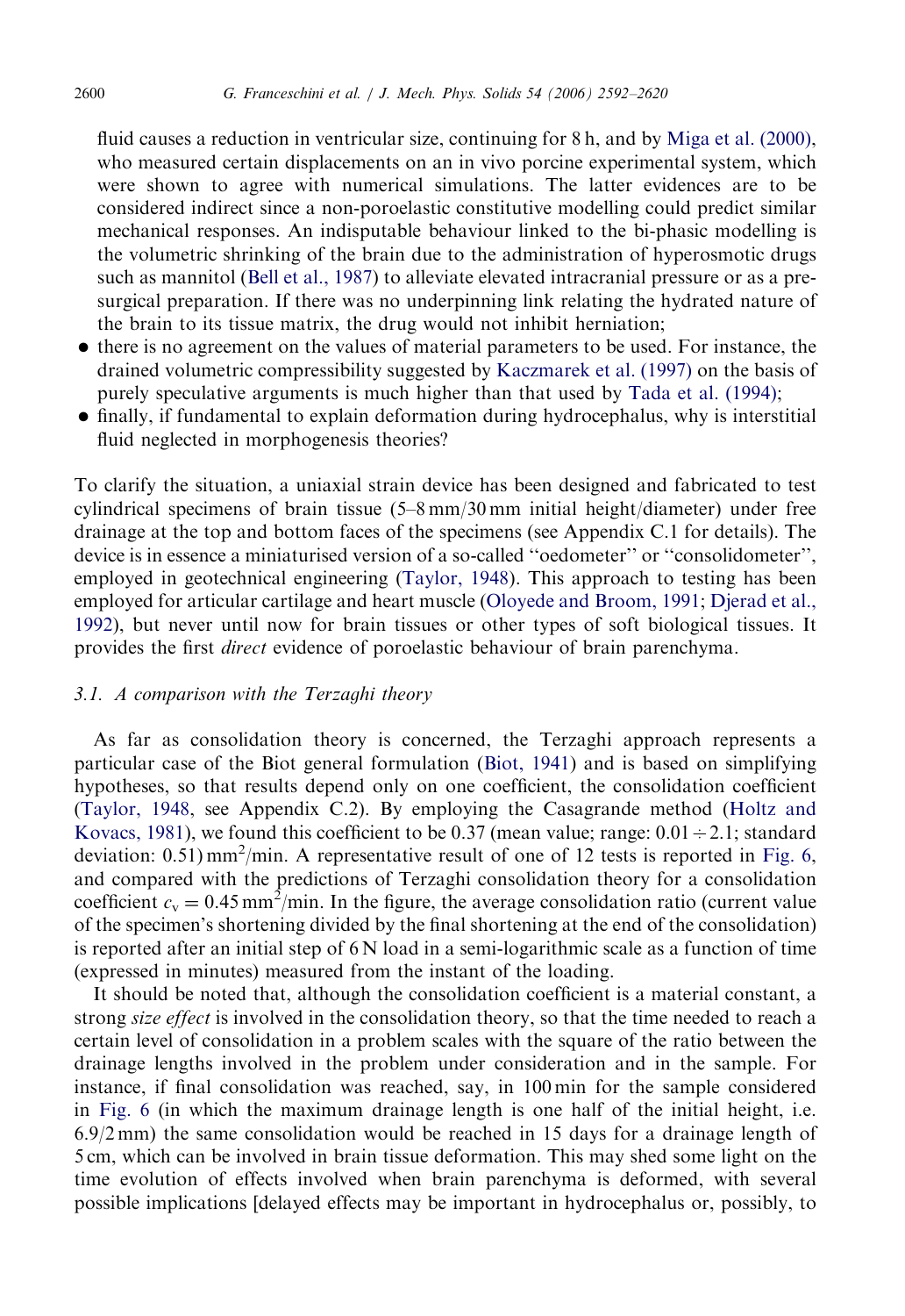fluid causes a reduction in ventricular size, continuing for 8 h, and by Miga et al. (2000), who measured certain displacements on an in vivo porcine experimental system, which were shown to agree with numerical simulations. The latter evidences are to be considered indirect since a non-poroelastic constitutive modelling could predict similar mechanical responses. An indisputable behaviour linked to the bi-phasic modelling is the volumetric shrinking of the brain due to the administration of hyperosmotic drugs such as mannitol (Bell et al., 1987) to alleviate elevated intracranial pressure or as a pre-surgical preparation. If there was no underpinning link relating the hydrated nature of the brain to its tissue matrix, the drug would not inhibit herniation;

- there is no agreement on the values of material parameters to be used. For instance, the drained volumetric compressibility suggested by Kaczmarek et al. (1997) on the basis of purely speculative arguments is much higher than that used by Tada et al. (1994);
- finally, if fundamental to explain deformation during hydrocephalus, why is interstitial fluid neglected in morphogenesis theories?

To clarify the situation, a uniaxial strain device has been designed and fabricated to test cylindrical specimens of brain tissue (5–8 mm/30 mm initial height/diameter) under free drainage at the top and bottom faces of the specimens (see Appendix C.1 for details). The device is in essence a miniaturised version of a so-called "oedometer" or "consolidometer", employed in geotechnical engineering (Taylor, 1948). This approach to testing has been employed for articular cartilage and heart muscle (Oloyede and Broom, 1991; Djerad et al., 1992), but never until now for brain tissues or other types of soft biological tissues. It provides the first *direct* evidence of poroelastic behaviour of brain parenchyma.

### 3.1. A comparison with the Terzaghi theory

As far as consolidation theory is concerned, the Terzaghi approach represents a particular case of the Biot general formulation (Biot, 1941) and is based on simplifying hypotheses, so that results depend only on one coefficient, the consolidation coefficient (Taylor, 1948, see Appendix C.2). By employing the Casagrande method (Holtz and Kovacs, 1981), we found this coefficient to be 0.37 (mean value; range: $0.01 \div 2.1$; standard deviation: 0.51) $\text{mm}^2/\text{min}$. A representative result of one of 12 tests is reported in Fig. 6, and compared with the predictions of Terzaghi consolidation theory for a consolidation coefficient $c_v = 0.45\,\text{mm}^2/\text{min}$. In the figure, the average consolidation ratio (current value of the specimen's shortening divided by the final shortening at the end of the consolidation) is reported after an initial step of 6 N load in a semi-logarithmic scale as a function of time (expressed in minutes) measured from the instant of the loading.

It should be noted that, although the consolidation coefficient is a material constant, a strong *size effect* is involved in the consolidation theory, so that the time needed to reach a certain level of consolidation in a problem scales with the square of the ratio between the drainage lengths involved in the problem under consideration and in the sample. For instance, if final consolidation was reached, say, in 100 min for the sample considered in Fig. 6 (in which the maximum drainage length is one half of the initial height, i.e. 6.9/2 mm) the same consolidation would be reached in 15 days for a drainage length of 5 cm, which can be involved in brain tissue deformation. This may shed some light on the time evolution of effects involved when brain parenchyma is deformed, with several possible implications [delayed effects may be important in hydrocephalus or, possibly, to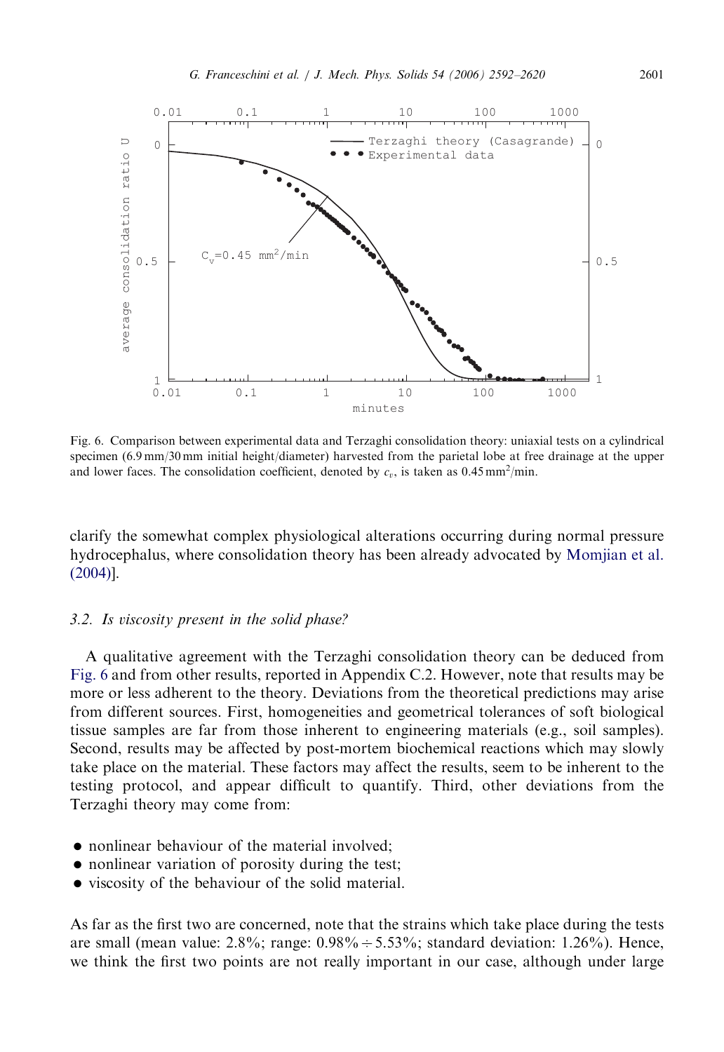Fig. 6. Comparison between experimental data and Terzaghi consolidation theory: uniaxial tests on a cylindrical specimen (6.9 mm/30 mm initial height/diameter) harvested from the parietal lobe at free drainage at the upper and lower faces. The consolidation coefficient, denoted by $c_v$, is taken as $0.45\,\text{mm}^2/\text{min}$.

clarify the somewhat complex physiological alterations occurring during normal pressure hydrocephalus, where consolidation theory has been already advocated by Momjian et al. (2004)].

### 3.2. *Is viscosity present in the solid phase?*

A qualitative agreement with the Terzaghi consolidation theory can be deduced from Fig. 6 and from other results, reported in Appendix C.2. However, note that results may be more or less adherent to the theory. Deviations from the theoretical predictions may arise from different sources. First, homogeneities and geometrical tolerances of soft biological tissue samples are far from those inherent to engineering materials (e.g., soil samples). Second, results may be affected by post-mortem biochemical reactions which may slowly take place on the material. These factors may affect the results, seem to be inherent to the testing protocol, and appear difficult to quantify. Third, other deviations from the Terzaghi theory may come from:

- nonlinear behaviour of the material involved;
- nonlinear variation of porosity during the test;
- viscosity of the behaviour of the solid material.

As far as the first two are concerned, note that the strains which take place during the tests are small (mean value: 2.8%; range: $0.98\% \div 5.53\%$; standard deviation: 1.26%). Hence, we think the first two points are not really important in our case, although under large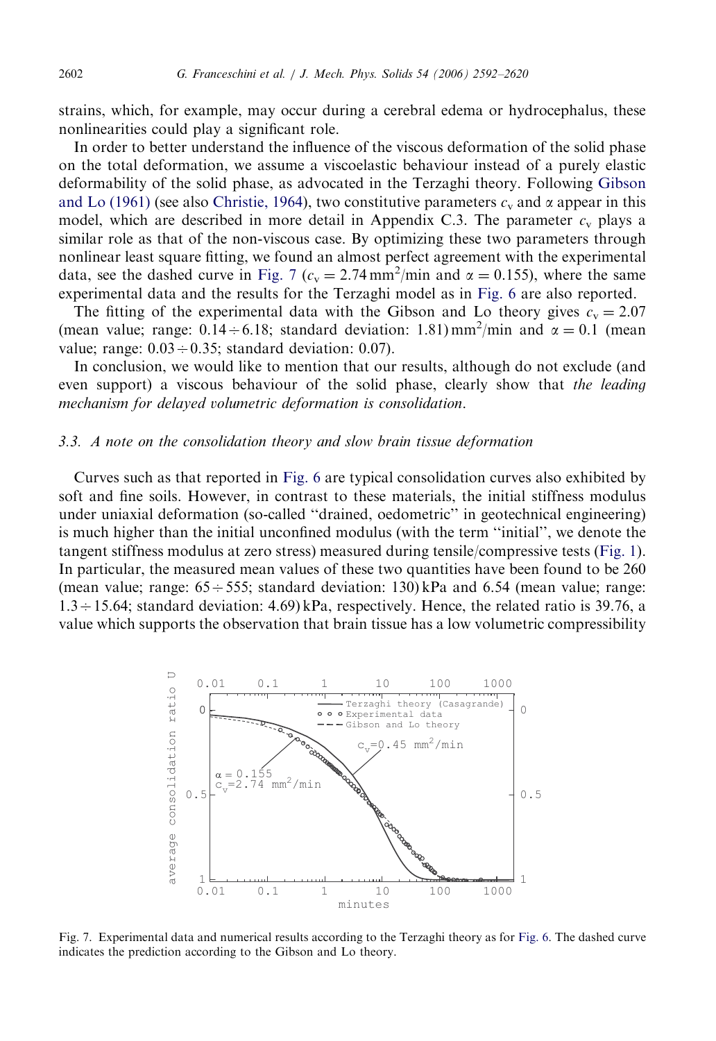strains, which, for example, may occur during a cerebral edema or hydrocephalus, these nonlinearities could play a significant role.

In order to better understand the influence of the viscous deformation of the solid phase on the total deformation, we assume a viscoelastic behaviour instead of a purely elastic deformability of the solid phase, as advocated in the Terzaghi theory. Following Gibson and Lo (1961) (see also Christie, 1964), two constitutive parameters $c_v$ and $\alpha$ appear in this model, which are described in more detail in Appendix C.3. The parameter $c_v$ plays a similar role as that of the non-viscous case. By optimizing these two parameters through nonlinear least square fitting, we found an almost perfect agreement with the experimental data, see the dashed curve in Fig. 7 ($c_v = 2.74\,\text{mm}^2/\text{min}$ and $\alpha = 0.155$), where the same experimental data and the results for the Terzaghi model as in Fig. 6 are also reported.

The fitting of the experimental data with the Gibson and Lo theory gives $c_v = 2.07$ (mean value; range: $0.14 \div 6.18$; standard deviation: 1.81) $\text{mm}^2/\text{min}$ and $\alpha = 0.1$ (mean value; range: $0.03 \div 0.35$; standard deviation: 0.07).

In conclusion, we would like to mention that our results, although do not exclude (and even support) a viscous behaviour of the solid phase, clearly show that *the leading mechanism for delayed volumetric deformation is consolidation*.

### 3.3. A note on the consolidation theory and slow brain tissue deformation

Curves such as that reported in Fig. 6 are typical consolidation curves also exhibited by soft and fine soils. However, in contrast to these materials, the initial stiffness modulus under uniaxial deformation (so-called "drained, oedometric" in geotechnical engineering) is much higher than the initial unconfined modulus (with the term "initial", we denote the tangent stiffness modulus at zero stress) measured during tensile/compressive tests (Fig. 1). In particular, the measured mean values of these two quantities have been found to be 260 (mean value; range: $65 \div 555$; standard deviation: 130) kPa and 6.54 (mean value; range: $1.3 \div 15.64$; standard deviation: 4.69) kPa, respectively. Hence, the related ratio is 39.76, a value which supports the observation that brain tissue has a low volumetric compressibility

Fig. 7. Experimental data and numerical results according to the Terzaghi theory as for Fig. 6. The dashed curve indicates the prediction according to the Gibson and Lo theory.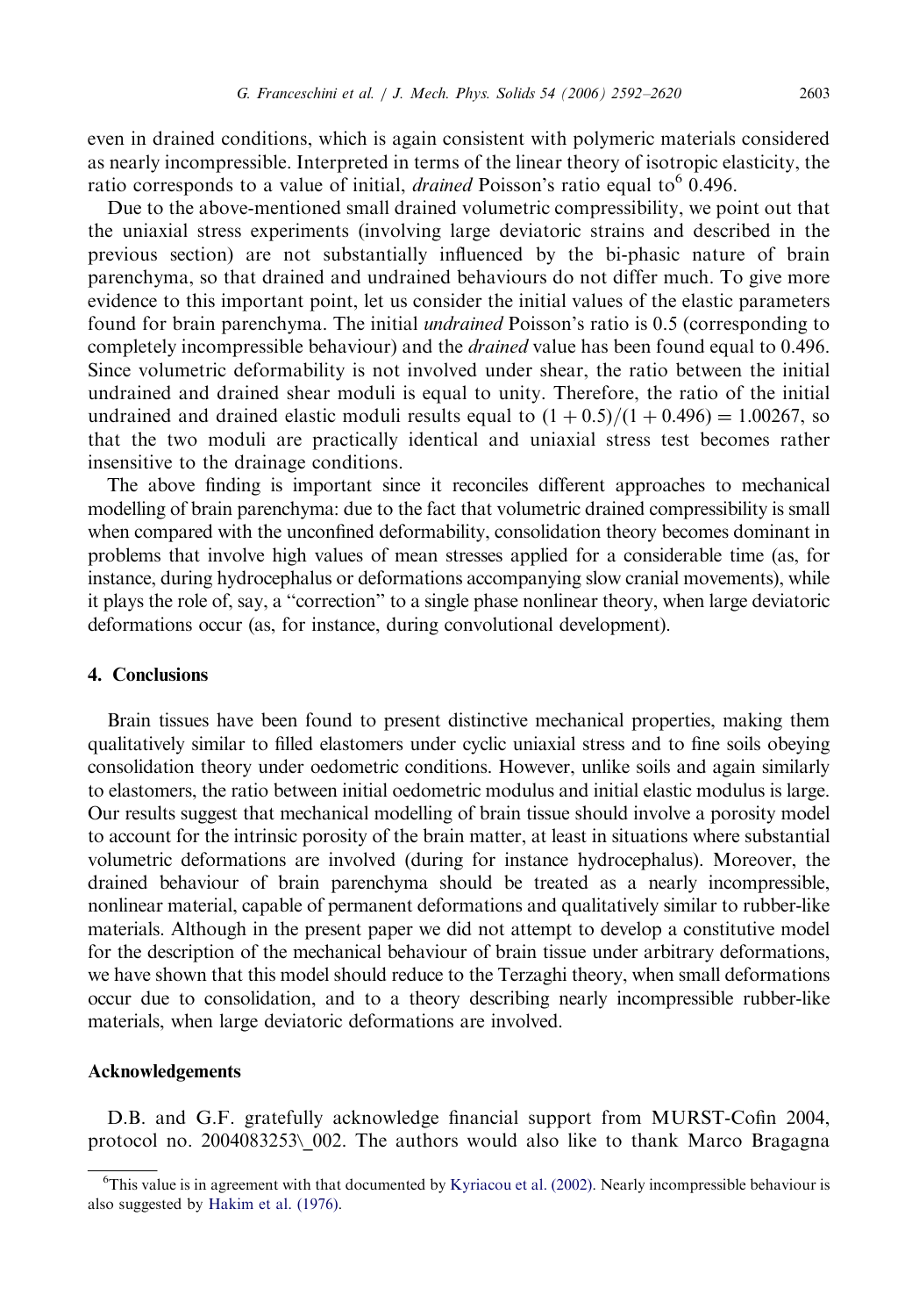even in drained conditions, which is again consistent with polymeric materials considered as nearly incompressible. Interpreted in terms of the linear theory of isotropic elasticity, the ratio corresponds to a value of initial, *drained* Poisson's ratio equal to[6] 0.496.

Due to the above-mentioned small drained volumetric compressibility, we point out that the uniaxial stress experiments (involving large deviatoric strains and described in the previous section) are not substantially influenced by the bi-phasic nature of brain parenchyma, so that drained and undrained behaviours do not differ much. To give more evidence to this important point, let us consider the initial values of the elastic parameters found for brain parenchyma. The initial *undrained* Poisson's ratio is 0.5 (corresponding to completely incompressible behaviour) and the *drained* value has been found equal to 0.496. Since volumetric deformability is not involved under shear, the ratio between the initial undrained and drained shear moduli is equal to unity. Therefore, the ratio of the initial undrained and drained elastic moduli results equal to $(1+0.5)/(1+0.496) = 1.00267$, so that the two moduli are practically identical and uniaxial stress test becomes rather insensitive to the drainage conditions.

The above finding is important since it reconciles different approaches to mechanical modelling of brain parenchyma: due to the fact that volumetric drained compressibility is small when compared with the unconfined deformability, consolidation theory becomes dominant in problems that involve high values of mean stresses applied for a considerable time (as, for instance, during hydrocephalus or deformations accompanying slow cranial movements), while it plays the role of, say, a "correction" to a single phase nonlinear theory, when large deviatoric deformations occur (as, for instance, during convolutional development).

## 4. Conclusions

Brain tissues have been found to present distinctive mechanical properties, making them qualitatively similar to filled elastomers under cyclic uniaxial stress and to fine soils obeying consolidation theory under oedometric conditions. However, unlike soils and again similarly to elastomers, the ratio between initial oedometric modulus and initial elastic modulus is large. Our results suggest that mechanical modelling of brain tissue should involve a porosity model to account for the intrinsic porosity of the brain matter, at least in situations where substantial volumetric deformations are involved (during for instance hydrocephalus). Moreover, the drained behaviour of brain parenchyma should be treated as a nearly incompressible, nonlinear material, capable of permanent deformations and qualitatively similar to rubber-like materials. Although in the present paper we did not attempt to develop a constitutive model for the description of the mechanical behaviour of brain tissue under arbitrary deformations, we have shown that this model should reduce to the Terzaghi theory, when small deformations occur due to consolidation, and to a theory describing nearly incompressible rubber-like materials, when large deviatoric deformations are involved.

### Acknowledgements

D.B. and G.F. gratefully acknowledge financial support from MURST-Cofin 2004, protocol no. 2004083253\_002. The authors would also like to thank Marco Bragagna

[6] This value is in agreement with that documented by Kyriacou et al. (2002). Nearly incompressible behaviour is also suggested by Hakim et al. (1976).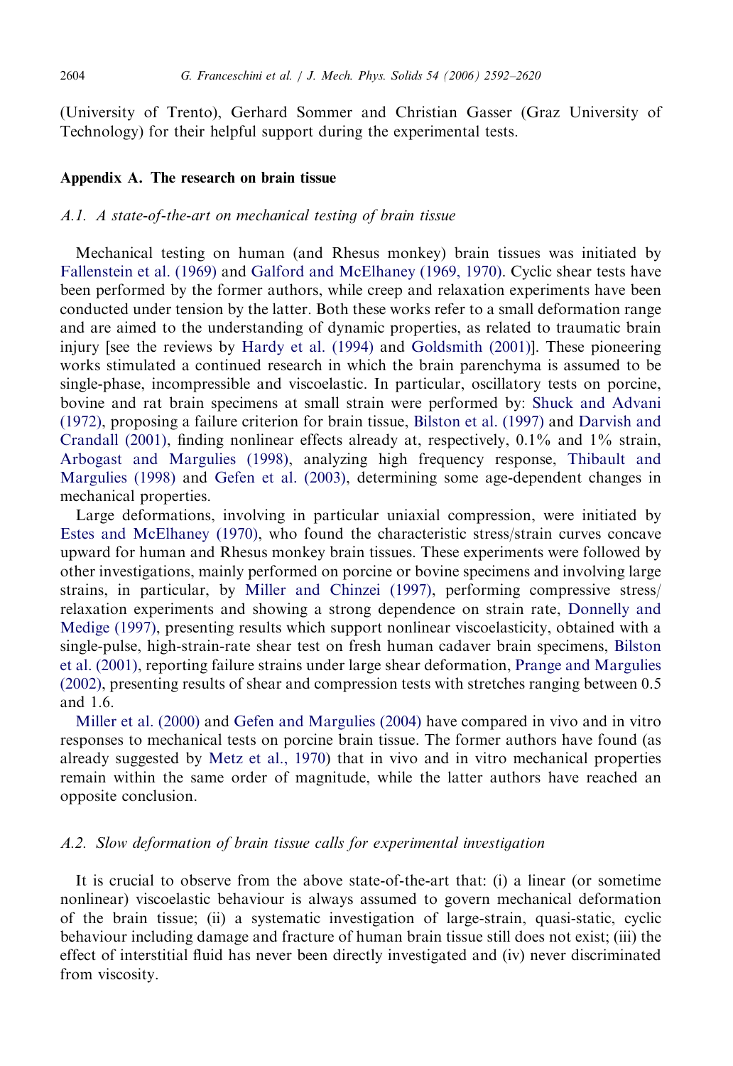(University of Trento), Gerhard Sommer and Christian Gasser (Graz University of Technology) for their helpful support during the experimental tests.

## Appendix A. The research on brain tissue

### *A.1. A state-of-the-art on mechanical testing of brain tissue*

Mechanical testing on human (and Rhesus monkey) brain tissues was initiated by Fallenstein et al. (1969) and Galford and McElhaney (1969, 1970). Cyclic shear tests have been performed by the former authors, while creep and relaxation experiments have been conducted under tension by the latter. Both these works refer to a small deformation range and are aimed to the understanding of dynamic properties, as related to traumatic brain injury [see the reviews by Hardy et al. (1994) and Goldsmith (2001)]. These pioneering works stimulated a continued research in which the brain parenchyma is assumed to be single-phase, incompressible and viscoelastic. In particular, oscillatory tests on porcine, bovine and rat brain specimens at small strain were performed by: Shuck and Advani (1972), proposing a failure criterion for brain tissue, Bilston et al. (1997) and Darvish and Crandall (2001), finding nonlinear effects already at, respectively, 0.1% and 1% strain, Arbogast and Margulies (1998), analyzing high frequency response, Thibault and Margulies (1998) and Gefen et al. (2003), determining some age-dependent changes in mechanical properties.

Large deformations, involving in particular uniaxial compression, were initiated by Estes and McElhaney (1970), who found the characteristic stress/strain curves concave upward for human and Rhesus monkey brain tissues. These experiments were followed by other investigations, mainly performed on porcine or bovine specimens and involving large strains, in particular, by Miller and Chinzei (1997), performing compressive stress/relaxation experiments and showing a strong dependence on strain rate, Donnelly and Medige (1997), presenting results which support nonlinear viscoelasticity, obtained with a single-pulse, high-strain-rate shear test on fresh human cadaver brain specimens, Bilston et al. (2001), reporting failure strains under large shear deformation, Prange and Margulies (2002), presenting results of shear and compression tests with stretches ranging between 0.5 and 1.6.

Miller et al. (2000) and Gefen and Margulies (2004) have compared in vivo and in vitro responses to mechanical tests on porcine brain tissue. The former authors have found (as already suggested by Metz et al., 1970) that in vivo and in vitro mechanical properties remain within the same order of magnitude, while the latter authors have reached an opposite conclusion.

### *A.2. Slow deformation of brain tissue calls for experimental investigation*

It is crucial to observe from the above state-of-the-art that: (i) a linear (or sometime nonlinear) viscoelastic behaviour is always assumed to govern mechanical deformation of the brain tissue; (ii) a systematic investigation of large-strain, quasi-static, cyclic behaviour including damage and fracture of human brain tissue still does not exist; (iii) the effect of interstitial fluid has never been directly investigated and (iv) never discriminated from viscosity.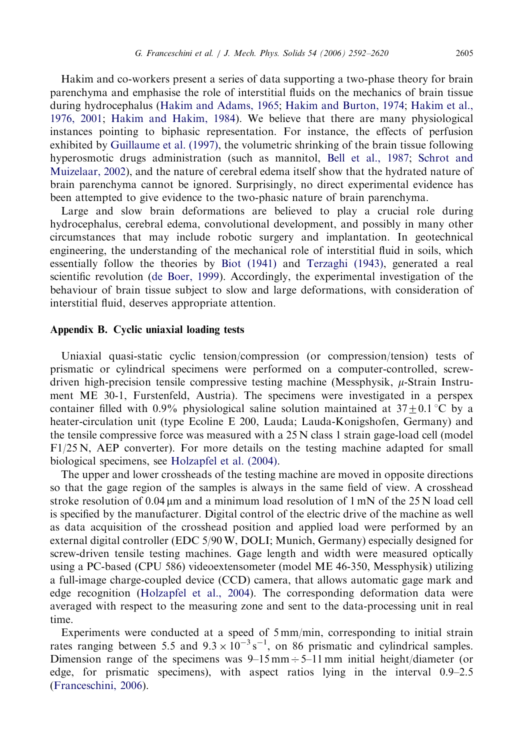Hakim and co-workers present a series of data supporting a two-phase theory for brain parenchyma and emphasise the role of interstitial fluids on the mechanics of brain tissue during hydrocephalus (Hakim and Adams, 1965; Hakim and Burton, 1974; Hakim et al., 1976, 2001; Hakim and Hakim, 1984). We believe that there are many physiological instances pointing to biphasic representation. For instance, the effects of perfusion exhibited by Guillaume et al. (1997), the volumetric shrinking of the brain tissue following hyperosmotic drugs administration (such as mannitol, Bell et al., 1987; Schrot and Muizelaar, 2002), and the nature of cerebral edema itself show that the hydrated nature of brain parenchyma cannot be ignored. Surprisingly, no direct experimental evidence has been attempted to give evidence to the two-phasic nature of brain parenchyma.

Large and slow brain deformations are believed to play a crucial role during hydrocephalus, cerebral edema, convolutional development, and possibly in many other circumstances that may include robotic surgery and implantation. In geotechnical engineering, the understanding of the mechanical role of interstitial fluid in soils, which essentially follow the theories by Biot (1941) and Terzaghi (1943), generated a real scientific revolution (de Boer, 1999). Accordingly, the experimental investigation of the behaviour of brain tissue subject to slow and large deformations, with consideration of interstitial fluid, deserves appropriate attention.

## Appendix B. Cyclic uniaxial loading tests

Uniaxial quasi-static cyclic tension/compression (or compression/tension) tests of prismatic or cylindrical specimens were performed on a computer-controlled, screw-driven high-precision tensile compressive testing machine (Messphysik, $\mu$-Strain Instrument ME 30-1, Furstenfeld, Austria). The specimens were investigated in a perspex container filled with 0.9% physiological saline solution maintained at $37 \pm 0.1\,^{\circ}\mathrm{C}$ by a heater-circulation unit (type Ecoline E 200, Lauda; Lauda-Konigshofen, Germany) and the tensile compressive force was measured with a 25 N class 1 strain gage-load cell (model F1/25 N, AEP converter). For more details on the testing machine adapted for small biological specimens, see Holzapfel et al. (2004).

The upper and lower crossheads of the testing machine are moved in opposite directions so that the gage region of the samples is always in the same field of view. A crosshead stroke resolution of 0.04 μm and a minimum load resolution of 1 mN of the 25 N load cell is specified by the manufacturer. Digital control of the electric drive of the machine as well as data acquisition of the crosshead position and applied load were performed by an external digital controller (EDC 5/90 W, DOLI; Munich, Germany) especially designed for screw-driven tensile testing machines. Gage length and width were measured optically using a PC-based (CPU 586) videoextensometer (model ME 46-350, Messphysik) utilizing a full-image charge-coupled device (CCD) camera, that allows automatic gage mark and edge recognition (Holzapfel et al., 2004). The corresponding deformation data were averaged with respect to the measuring zone and sent to the data-processing unit in real time.

Experiments were conducted at a speed of 5 mm/min, corresponding to initial strain rates ranging between 5.5 and $9.3 \times 10^{-3}\,\mathrm{s}^{-1}$, on 86 prismatic and cylindrical samples. Dimension range of the specimens was 9–15 mm $\div$ 5–11 mm initial height/diameter (or edge, for prismatic specimens), with aspect ratios lying in the interval 0.9–2.5 (Franceschini, 2006).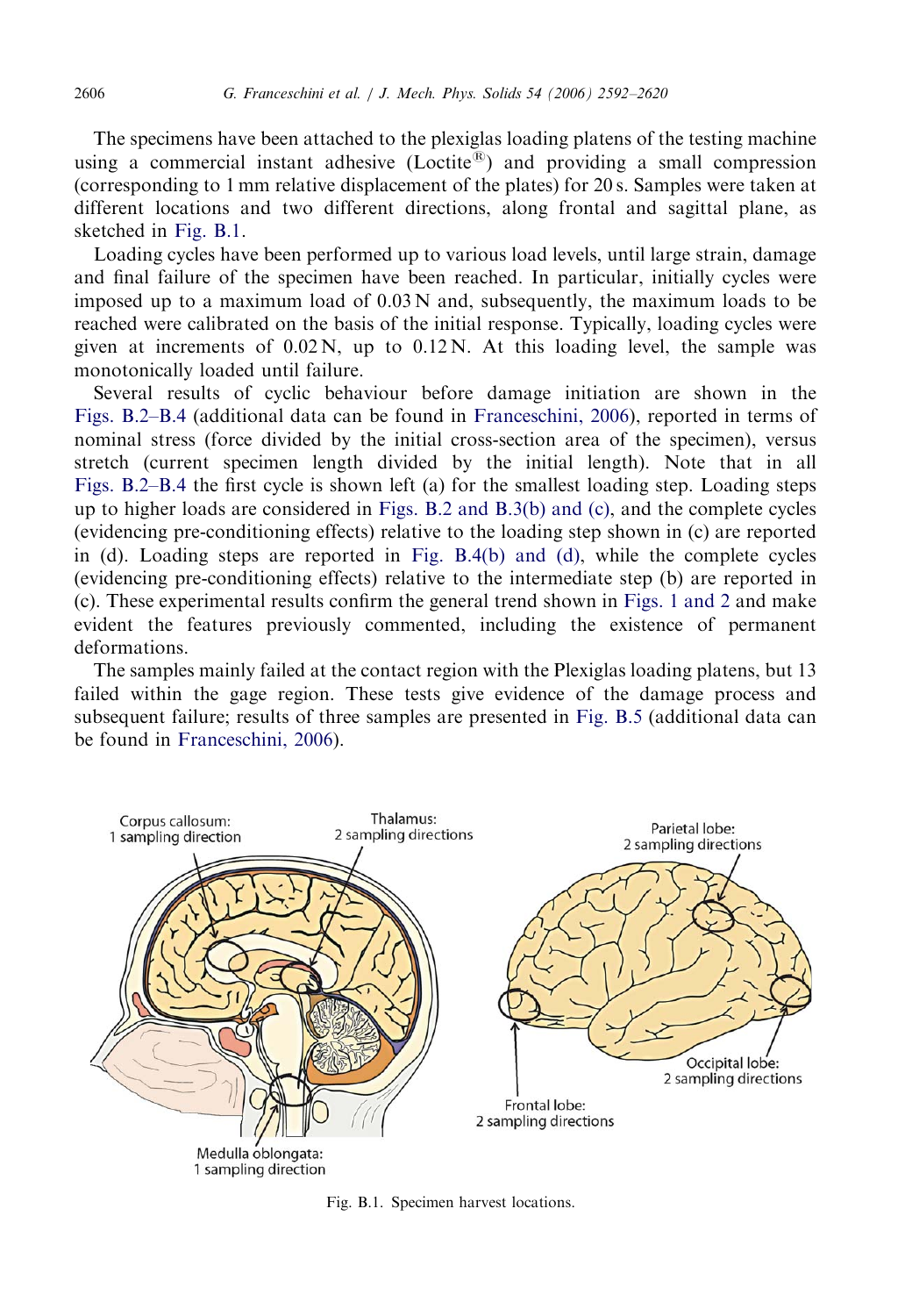The specimens have been attached to the plexiglas loading platens of the testing machine using a commercial instant adhesive (Loctite®) and providing a small compression (corresponding to 1 mm relative displacement of the plates) for 20 s. Samples were taken at different locations and two different directions, along frontal and sagittal plane, as sketched in Fig. B.1.

Loading cycles have been performed up to various load levels, until large strain, damage and final failure of the specimen have been reached. In particular, initially cycles were imposed up to a maximum load of 0.03 N and, subsequently, the maximum loads to be reached were calibrated on the basis of the initial response. Typically, loading cycles were given at increments of 0.02 N, up to 0.12 N. At this loading level, the sample was monotonically loaded until failure.

Several results of cyclic behaviour before damage initiation are shown in the Figs. B.2–B.4 (additional data can be found in Franceschini, 2006), reported in terms of nominal stress (force divided by the initial cross-section area of the specimen), versus stretch (current specimen length divided by the initial length). Note that in all Figs. B.2–B.4 the first cycle is shown left (a) for the smallest loading step. Loading steps up to higher loads are considered in Figs. B.2 and B.3(b) and (c), and the complete cycles (evidencing pre-conditioning effects) relative to the loading step shown in (c) are reported in (d). Loading steps are reported in Fig. B.4(b) and (d), while the complete cycles (evidencing pre-conditioning effects) relative to the intermediate step (b) are reported in (c). These experimental results confirm the general trend shown in Figs. 1 and 2 and make evident the features previously commented, including the existence of permanent deformations.

The samples mainly failed at the contact region with the Plexiglas loading platens, but 13 failed within the gage region. These tests give evidence of the damage process and subsequent failure; results of three samples are presented in Fig. B.5 (additional data can be found in Franceschini, 2006).

Corpus callosum: 1 sampling direction

Thalamus: 2 sampling directions

Parietal lobe: 2 sampling directions

Occipital lobe: 2 sampling directions

Frontal lobe: 2 sampling directions

Medulla oblongata: 1 sampling direction

Fig. B.1. Specimen harvest locations.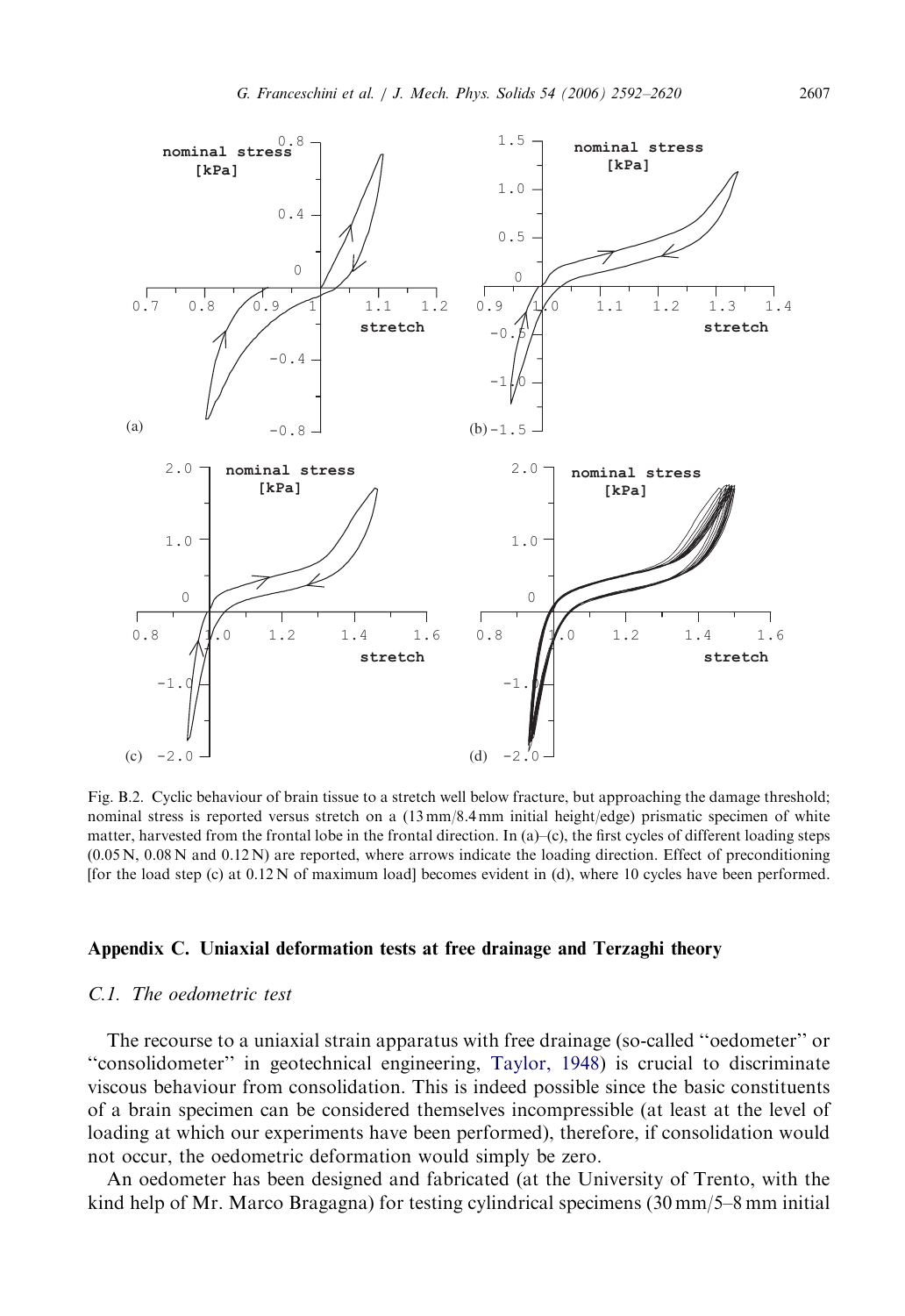Fig. B.2. Cyclic behaviour of brain tissue to a stretch well below fracture, but approaching the damage threshold; nominal stress is reported versus stretch on a (13 mm/8.4 mm initial height/edge) prismatic specimen of white matter, harvested from the frontal lobe in the frontal direction. In (a)–(c), the first cycles of different loading steps (0.05 N, 0.08 N and 0.12 N) are reported, where arrows indicate the loading direction. Effect of preconditioning [for the load step (c) at 0.12 N of maximum load] becomes evident in (d), where 10 cycles have been performed.

## Appendix C. Uniaxial deformation tests at free drainage and Terzaghi theory

### C.1. The oedometric test

The recourse to a uniaxial strain apparatus with free drainage (so-called ''oedometer'' or ''consolidometer'' in geotechnical engineering, Taylor, 1948) is crucial to discriminate viscous behaviour from consolidation. This is indeed possible since the basic constituents of a brain specimen can be considered themselves incompressible (at least at the level of loading at which our experiments have been performed), therefore, if consolidation would not occur, the oedometric deformation would simply be zero.

An oedometer has been designed and fabricated (at the University of Trento, with the kind help of Mr. Marco Bragagna) for testing cylindrical specimens (30 mm/5–8 mm initial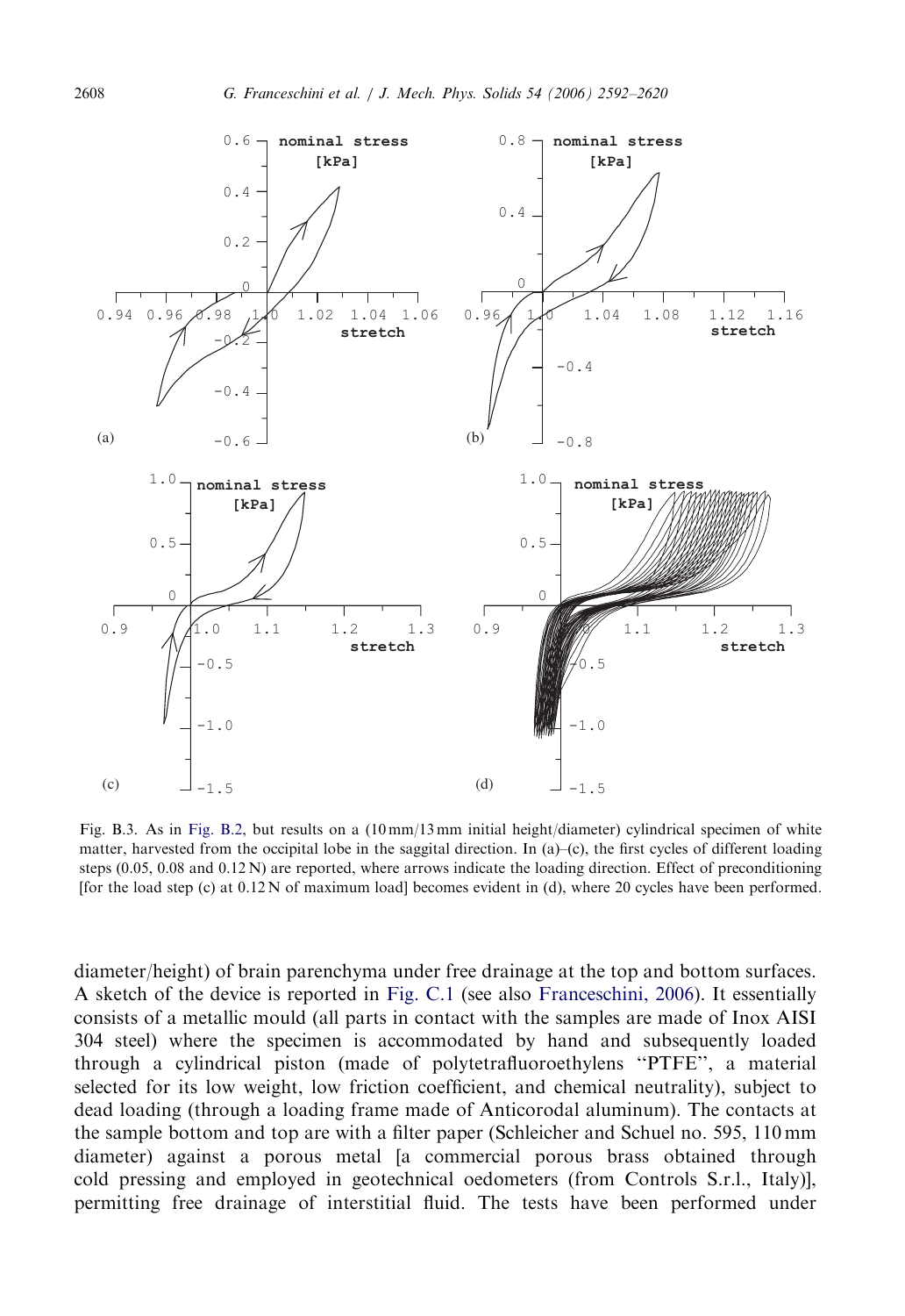Fig. B.3. As in Fig. B.2, but results on a (10 mm/13 mm initial height/diameter) cylindrical specimen of white matter, harvested from the occipital lobe in the saggital direction. In (a)–(c), the first cycles of different loading steps (0.05, 0.08 and 0.12 N) are reported, where arrows indicate the loading direction. Effect of preconditioning [for the load step (c) at 0.12 N of maximum load] becomes evident in (d), where 20 cycles have been performed.

diameter/height) of brain parenchyma under free drainage at the top and bottom surfaces. A sketch of the device is reported in Fig. C.1 (see also Franceschini, 2006). It essentially consists of a metallic mould (all parts in contact with the samples are made of Inox AISI 304 steel) where the specimen is accommodated by hand and subsequently loaded through a cylindrical piston (made of polytetrafluoroethylens "PTFE", a material selected for its low weight, low friction coefficient, and chemical neutrality), subject to dead loading (through a loading frame made of Anticorodal aluminum). The contacts at the sample bottom and top are with a filter paper (Schleicher and Schuel no. 595, 110 mm diameter) against a porous metal [a commercial porous brass obtained through cold pressing and employed in geotechnical oedometers (from Controls S.r.l., Italy)], permitting free drainage of interstitial fluid. The tests have been performed under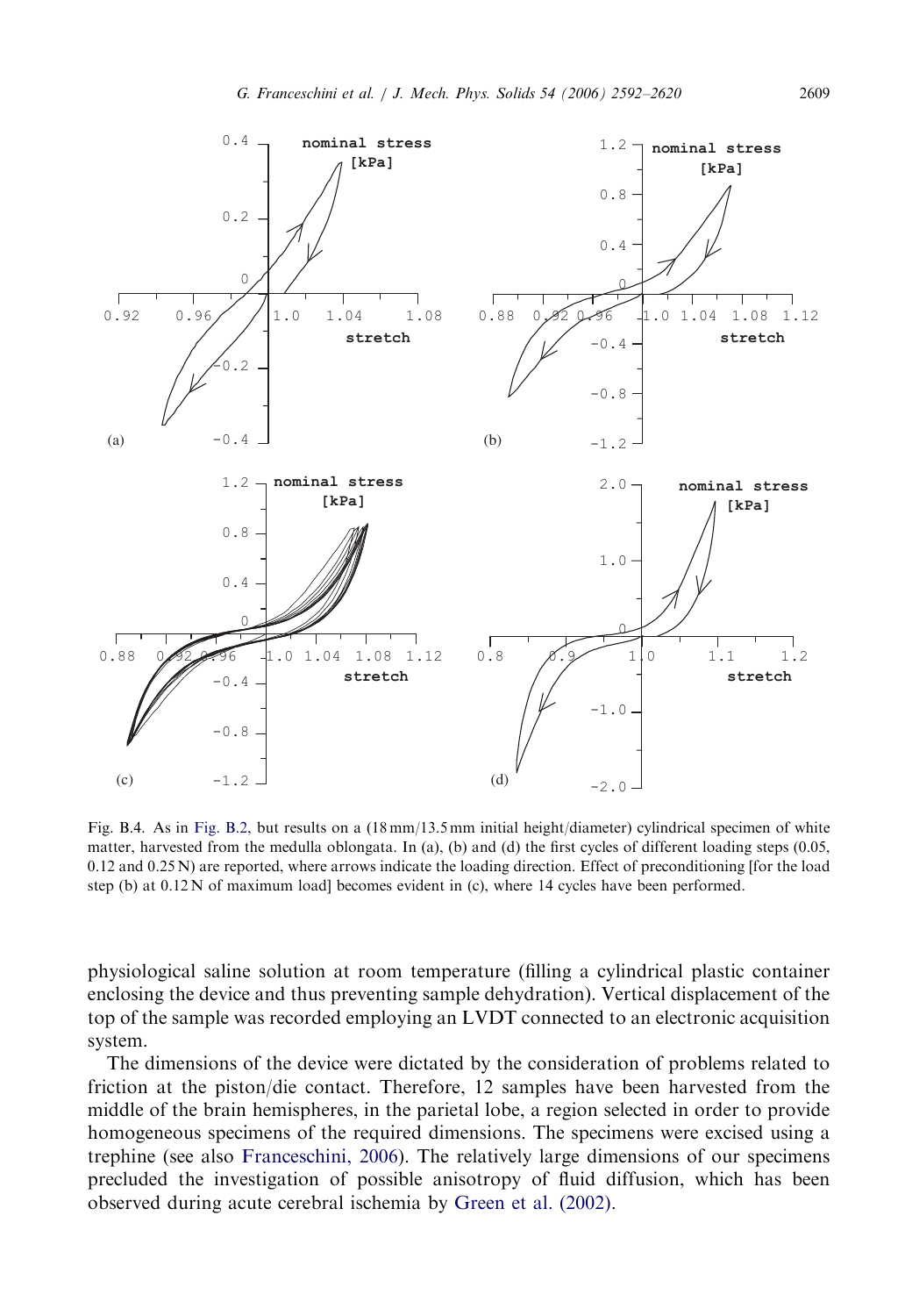Fig. B.4. As in Fig. B.2, but results on a (18 mm/13.5 mm initial height/diameter) cylindrical specimen of white matter, harvested from the medulla oblongata. In (a), (b) and (d) the first cycles of different loading steps (0.05, 0.12 and 0.25 N) are reported, where arrows indicate the loading direction. Effect of preconditioning [for the load step (b) at 0.12 N of maximum load] becomes evident in (c), where 14 cycles have been performed.

physiological saline solution at room temperature (filling a cylindrical plastic container enclosing the device and thus preventing sample dehydration). Vertical displacement of the top of the sample was recorded employing an LVDT connected to an electronic acquisition system.

The dimensions of the device were dictated by the consideration of problems related to friction at the piston/die contact. Therefore, 12 samples have been harvested from the middle of the brain hemispheres, in the parietal lobe, a region selected in order to provide homogeneous specimens of the required dimensions. The specimens were excised using a trephine (see also Franceschini, 2006). The relatively large dimensions of our specimens precluded the investigation of possible anisotropy of fluid diffusion, which has been observed during acute cerebral ischemia by Green et al. (2002).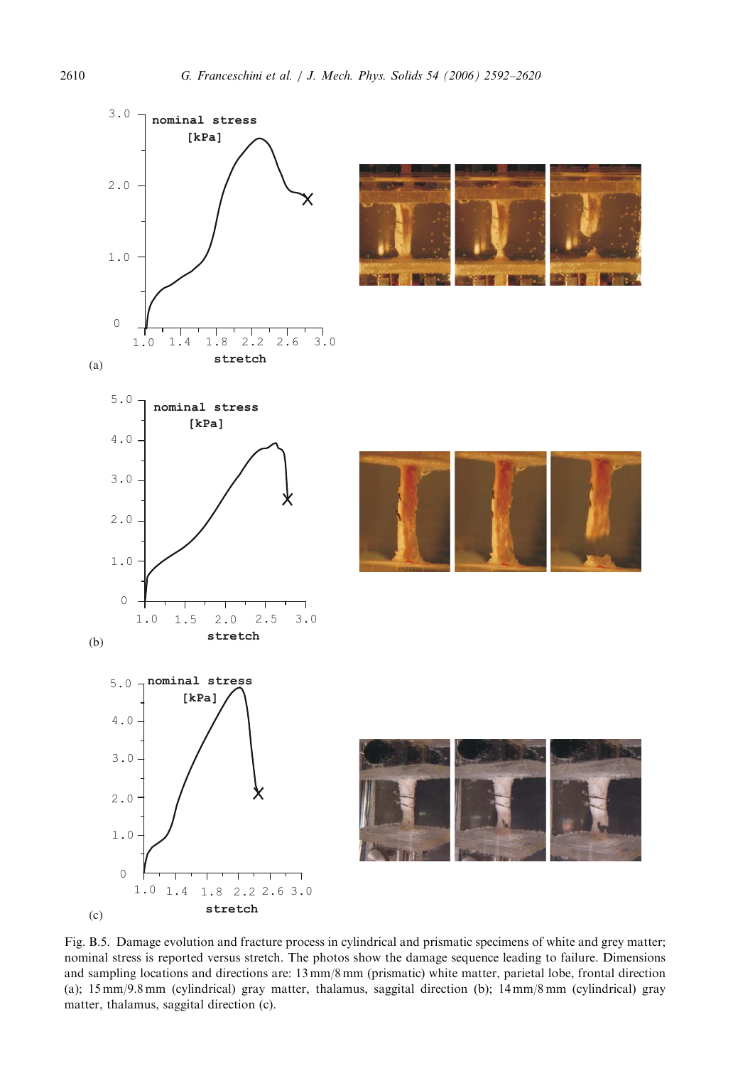(a)

(b)

(c)

Fig. B.5. Damage evolution and fracture process in cylindrical and prismatic specimens of white and grey matter; nominal stress is reported versus stretch. The photos show the damage sequence leading to failure. Dimensions and sampling locations and directions are: 13 mm/8 mm (prismatic) white matter, parietal lobe, frontal direction (a); 15 mm/9.8 mm (cylindrical) gray matter, thalamus, saggital direction (b); 14 mm/8 mm (cylindrical) gray matter, thalamus, saggital direction (c).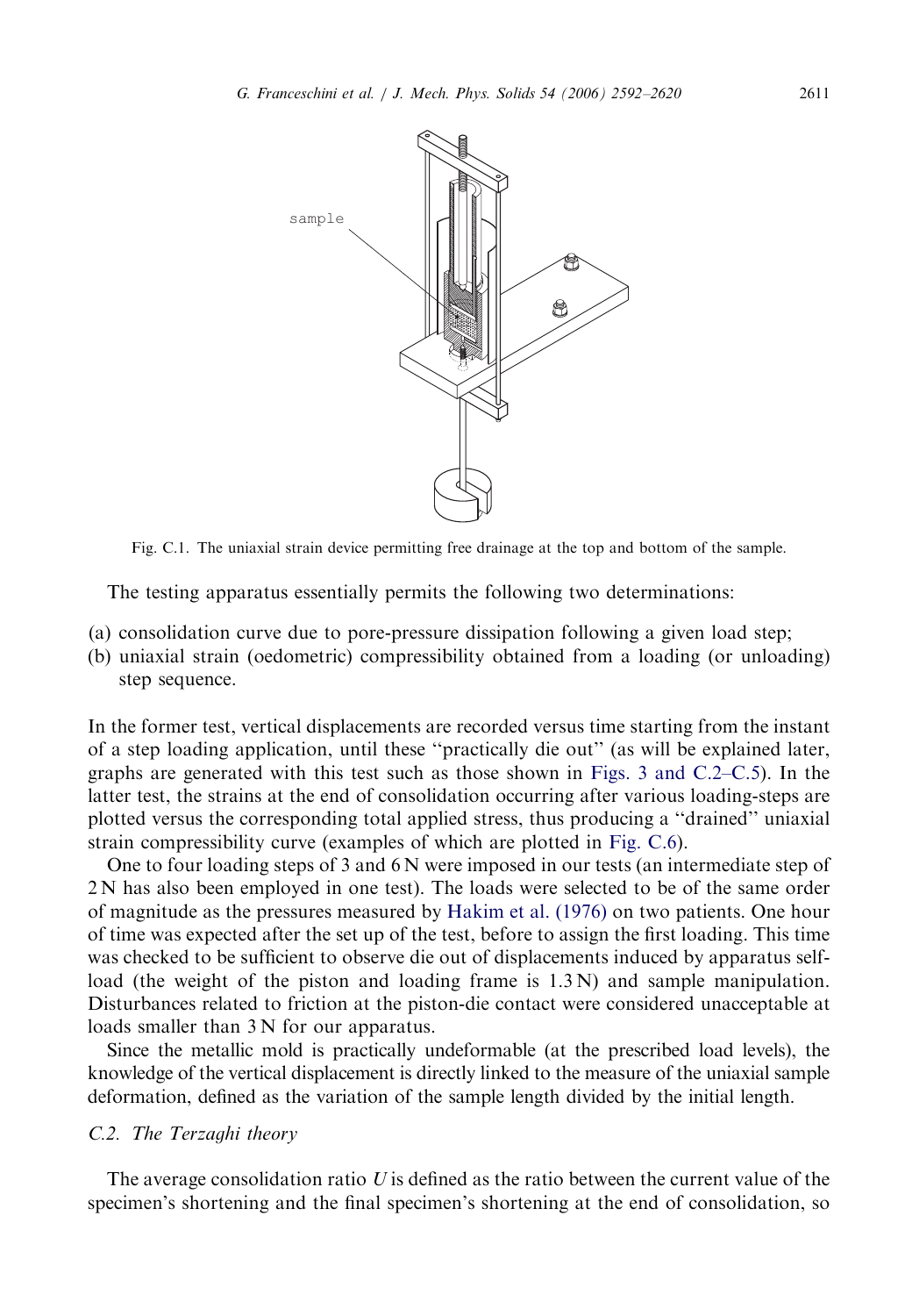Fig. C.1. The uniaxial strain device permitting free drainage at the top and bottom of the sample.

The testing apparatus essentially permits the following two determinations:

(a) consolidation curve due to pore-pressure dissipation following a given load step;
(b) uniaxial strain (oedometric) compressibility obtained from a loading (or unloading) step sequence.

In the former test, vertical displacements are recorded versus time starting from the instant of a step loading application, until these "practically die out" (as will be explained later, graphs are generated with this test such as those shown in Figs. 3 and C.2–C.5). In the latter test, the strains at the end of consolidation occurring after various loading-steps are plotted versus the corresponding total applied stress, thus producing a "drained" uniaxial strain compressibility curve (examples of which are plotted in Fig. C.6).

One to four loading steps of 3 and 6 N were imposed in our tests (an intermediate step of 2 N has also been employed in one test). The loads were selected to be of the same order of magnitude as the pressures measured by Hakim et al. (1976) on two patients. One hour of time was expected after the set up of the test, before to assign the first loading. This time was checked to be sufficient to observe die out of displacements induced by apparatus self-load (the weight of the piston and loading frame is 1.3 N) and sample manipulation. Disturbances related to friction at the piston-die contact were considered unacceptable at loads smaller than 3 N for our apparatus.

Since the metallic mold is practically undeformable (at the prescribed load levels), the knowledge of the vertical displacement is directly linked to the measure of the uniaxial sample deformation, defined as the variation of the sample length divided by the initial length.

### C.2. The Terzaghi theory

The average consolidation ratio $U$ is defined as the ratio between the current value of the specimen's shortening and the final specimen's shortening at the end of consolidation, so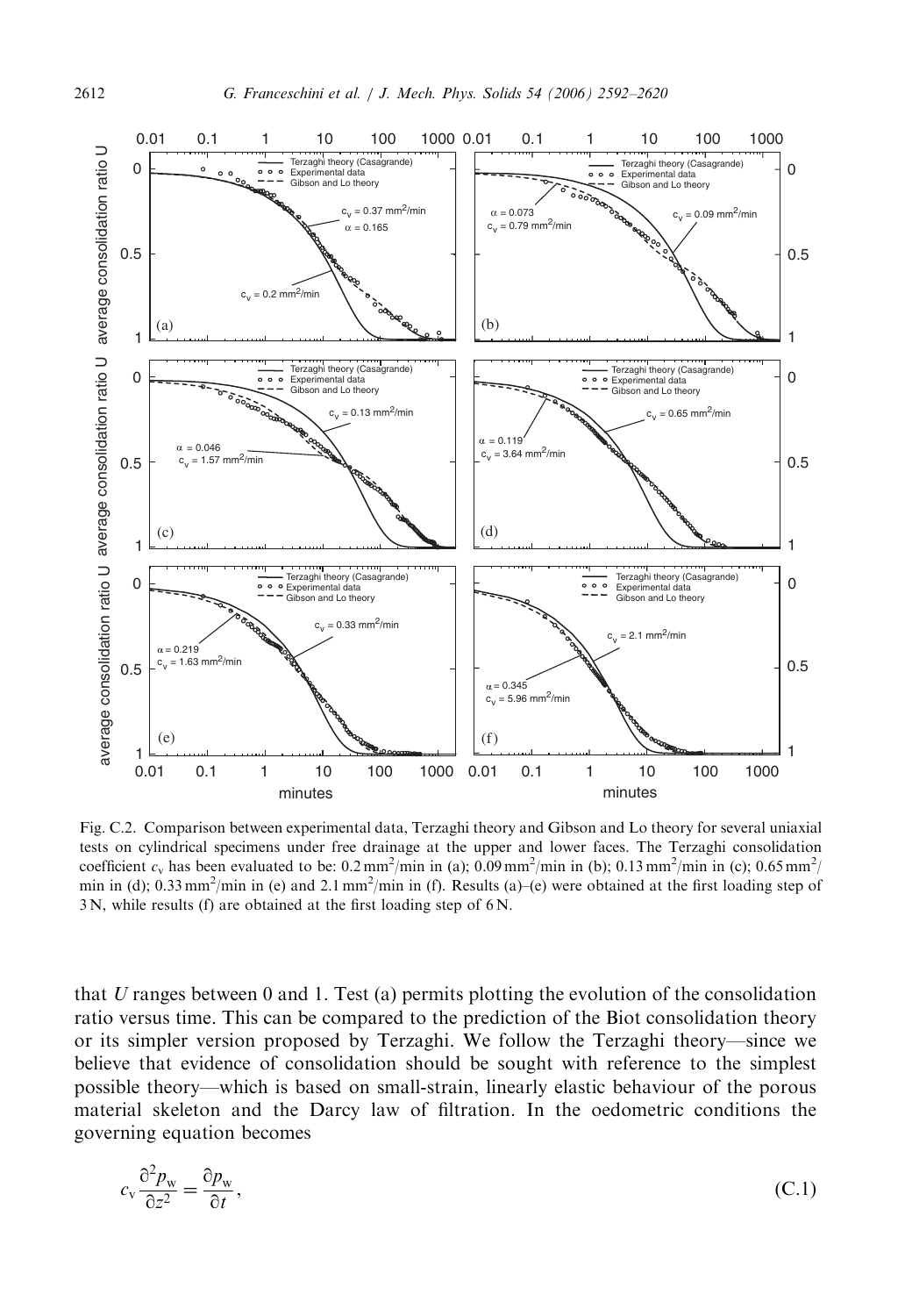Fig. C.2. Comparison between experimental data, Terzaghi theory and Gibson and Lo theory for several uniaxial tests on cylindrical specimens under free drainage at the upper and lower faces. The Terzaghi consolidation coefficient $c_v$ has been evaluated to be: $0.2\,\text{mm}^2/\text{min}$ in (a); $0.09\,\text{mm}^2/\text{min}$ in (b); $0.13\,\text{mm}^2/\text{min}$ in (c); $0.65\,\text{mm}^2/\text{min}$ in (d); $0.33\,\text{mm}^2/\text{min}$ in (e) and $2.1\,\text{mm}^2/\text{min}$ in (f). Results (a)–(e) were obtained at the first loading step of 3 N, while results (f) are obtained at the first loading step of 6 N.

that $U$ ranges between 0 and 1. Test (a) permits plotting the evolution of the consolidation ratio versus time. This can be compared to the prediction of the Biot consolidation theory or its simpler version proposed by Terzaghi. We follow the Terzaghi theory—since we believe that evidence of consolidation should be sought with reference to the simplest possible theory—which is based on small-strain, linearly elastic behaviour of the porous material skeleton and the Darcy law of filtration. In the oedometric conditions the governing equation becomes

$$c_v \frac{\partial^2 p_w}{\partial z^2} = \frac{\partial p_w}{\partial t}, \tag{C.1}$$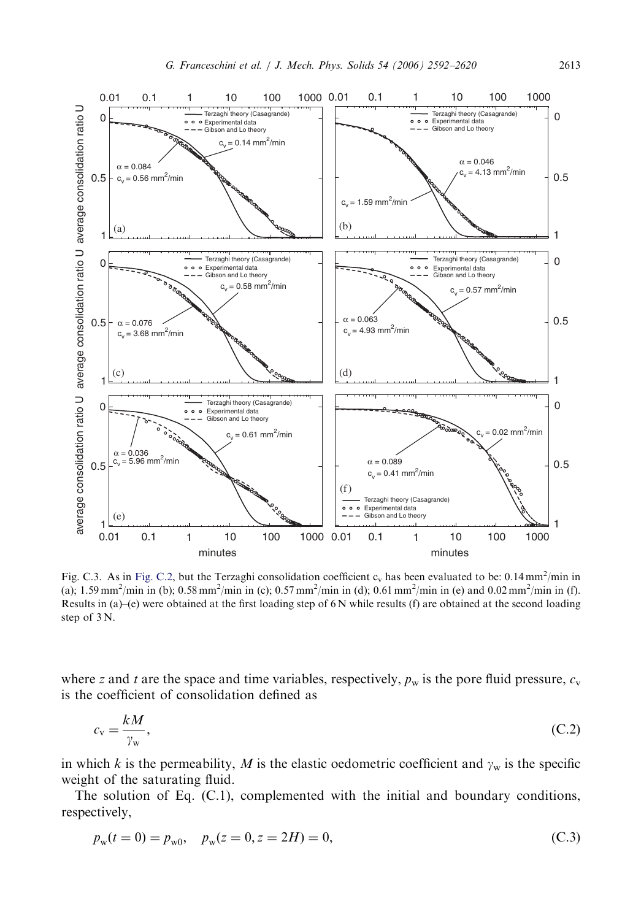Fig. C.3. As in Fig. C.2, but the Terzaghi consolidation coefficient $c_v$ has been evaluated to be: 0.14 mm$^2$/min in (a); 1.59 mm$^2$/min in (b); 0.58 mm$^2$/min in (c); 0.57 mm$^2$/min in (d); 0.61 mm$^2$/min in (e) and 0.02 mm$^2$/min in (f). Results in (a)–(e) were obtained at the first loading step of 6 N while results (f) are obtained at the second loading step of 3 N.

where $z$ and $t$ are the space and time variables, respectively, $p_w$ is the pore fluid pressure, $c_v$ is the coefficient of consolidation defined as

$$c_v = \frac{kM}{\gamma_w}, \tag{C.2}$$

in which $k$ is the permeability, $M$ is the elastic oedometric coefficient and $\gamma_w$ is the specific weight of the saturating fluid.

The solution of Eq. (C.1), complemented with the initial and boundary conditions, respectively,

$$p_w(t = 0) = p_{w0}, \quad p_w(z = 0, z = 2H) = 0, \tag{C.3}$$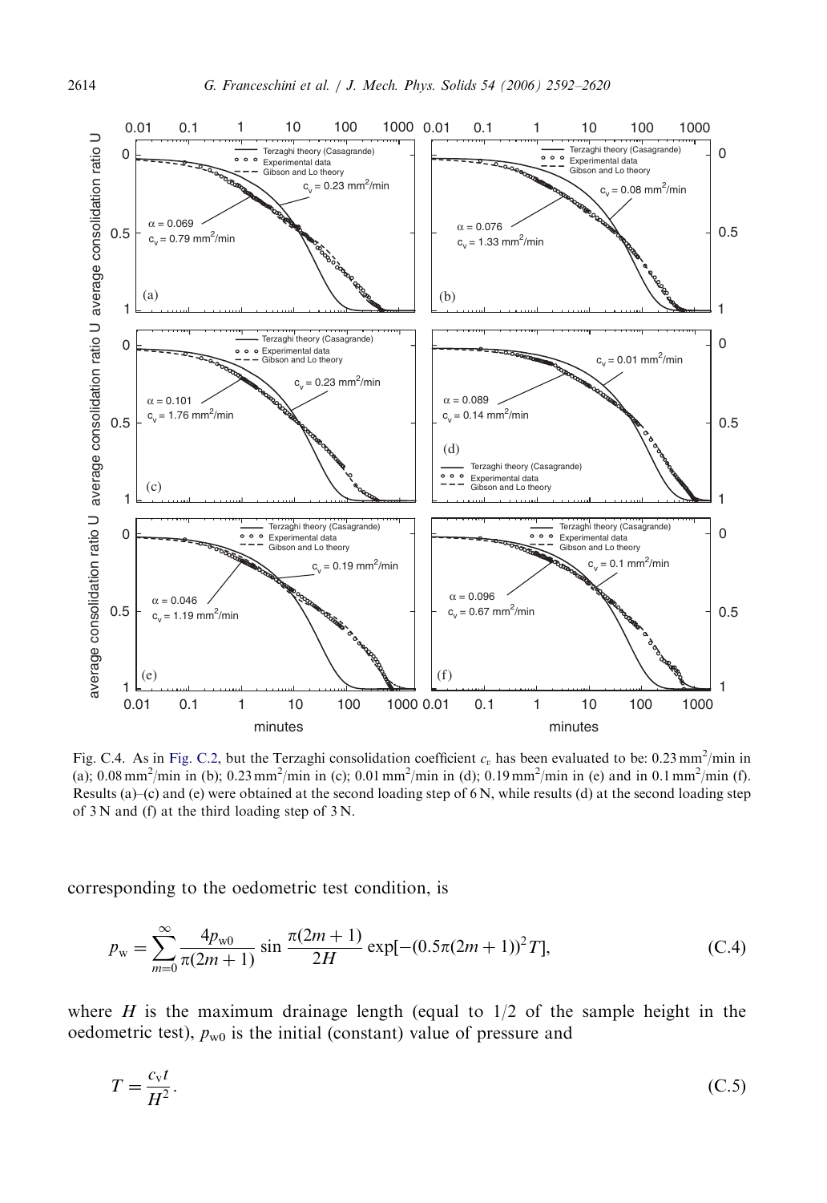Fig. C.4. As in Fig. C.2, but the Terzaghi consolidation coefficient $c_v$ has been evaluated to be: 0.23 $\text{mm}^2$/min in (a); 0.08 $\text{mm}^2$/min in (b); 0.23 $\text{mm}^2$/min in (c); 0.01 $\text{mm}^2$/min in (d); 0.19 $\text{mm}^2$/min in (e) and in 0.1 $\text{mm}^2$/min (f). Results (a)–(c) and (e) were obtained at the second loading step of 6 N, while results (d) at the second loading step of 3 N and (f) at the third loading step of 3 N.

corresponding to the oedometric test condition, is

$$p_w = \sum_{m=0}^{\infty} \frac{4p_{w0}}{\pi(2m+1)} \sin \frac{\pi(2m+1)}{2H} \exp[-(0.5\pi(2m+1))^2 T], \tag{C.4}$$

where $H$ is the maximum drainage length (equal to 1/2 of the sample height in the oedometric test), $p_{w0}$ is the initial (constant) value of pressure and

$$T = \frac{c_v t}{H^2}. \tag{C.5}$$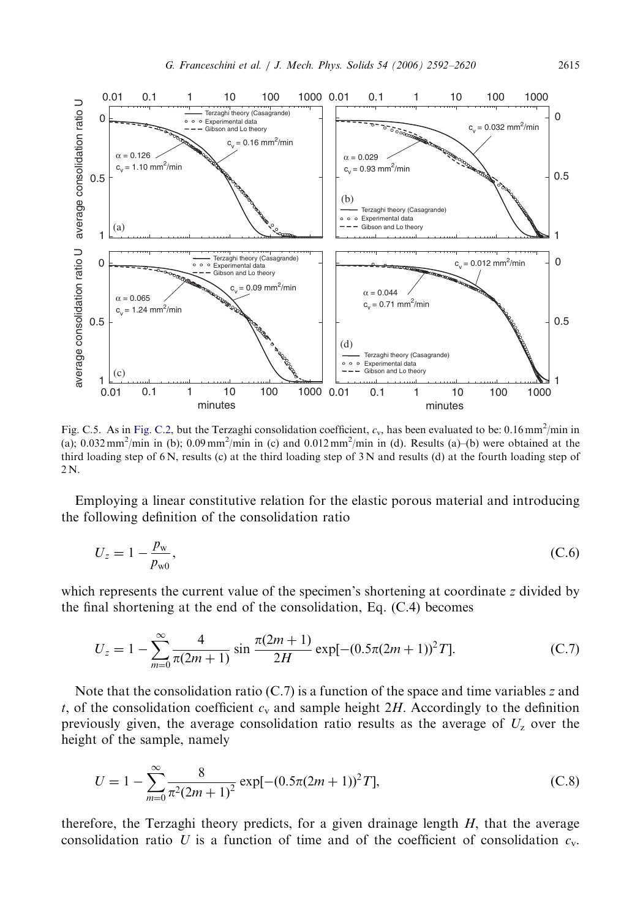Fig. C.5. As in Fig. C.2, but the Terzaghi consolidation coefficient, $c_v$, has been evaluated to be: 0.16 mm$^2$/min in (a); 0.032 mm$^2$/min in (b); 0.09 mm$^2$/min in (c) and 0.012 mm$^2$/min in (d). Results (a)–(b) were obtained at the third loading step of 6 N, results (c) at the third loading step of 3 N and results (d) at the fourth loading step of 2 N.

Employing a linear constitutive relation for the elastic porous material and introducing the following definition of the consolidation ratio

$$U_z = 1 - \frac{p_w}{p_{w0}}, \tag{C.6}$$

which represents the current value of the specimen's shortening at coordinate $z$ divided by the final shortening at the end of the consolidation, Eq. (C.4) becomes

$$U_z = 1 - \sum_{m=0}^{\infty} \frac{4}{\pi(2m+1)} \sin \frac{\pi(2m+1)}{2H} \exp[-(0.5\pi(2m+1))^2 T]. \tag{C.7}$$

Note that the consolidation ratio (C.7) is a function of the space and time variables $z$ and $t$, of the consolidation coefficient $c_v$ and sample height $2H$. Accordingly to the definition previously given, the average consolidation ratio results as the average of $U_z$ over the height of the sample, namely

$$U = 1 - \sum_{m=0}^{\infty} \frac{8}{\pi^2(2m+1)^2} \exp[-(0.5\pi(2m+1))^2 T], \tag{C.8}$$

therefore, the Terzaghi theory predicts, for a given drainage length $H$, that the average consolidation ratio $U$ is a function of time and of the coefficient of consolidation $c_v$.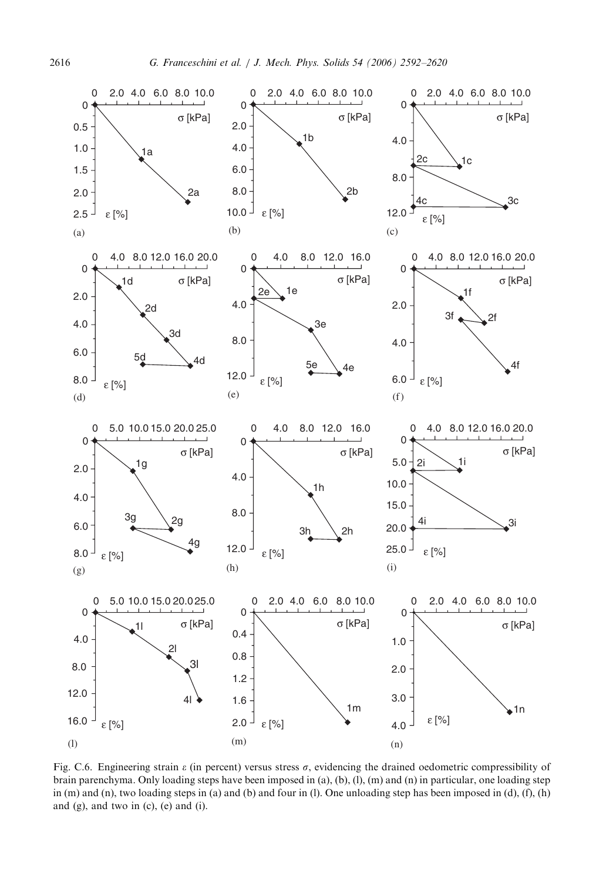Fig. C.6. Engineering strain $\varepsilon$ (in percent) versus stress $\sigma$, evidencing the drained oedometric compressibility of brain parenchyma. Only loading steps have been imposed in (a), (b), (l), (m) and (n) in particular, one loading step in (m) and (n), two loading steps in (a) and (b) and four in (l). One unloading step has been imposed in (d), (f), (h) and (g), and two in (c), (e) and (i).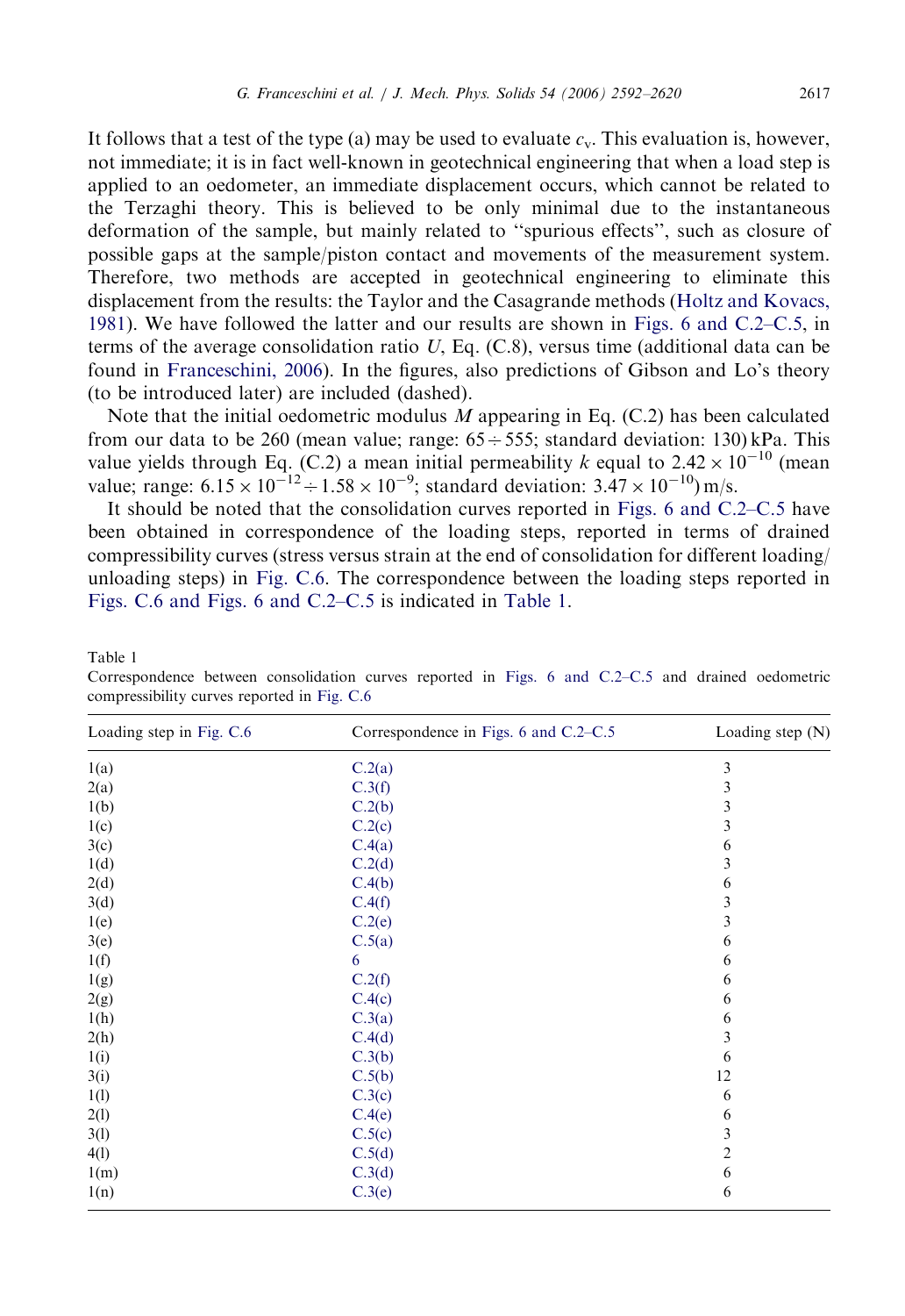It follows that a test of the type (a) may be used to evaluate $c_v$. This evaluation is, however, not immediate; it is in fact well-known in geotechnical engineering that when a load step is applied to an oedometer, an immediate displacement occurs, which cannot be related to the Terzaghi theory. This is believed to be only minimal due to the instantaneous deformation of the sample, but mainly related to "spurious effects", such as closure of possible gaps at the sample/piston contact and movements of the measurement system. Therefore, two methods are accepted in geotechnical engineering to eliminate this displacement from the results: the Taylor and the Casagrande methods (Holtz and Kovacs, 1981). We have followed the latter and our results are shown in Figs. 6 and C.2–C.5, in terms of the average consolidation ratio $U$, Eq. (C.8), versus time (additional data can be found in Franceschini, 2006). In the figures, also predictions of Gibson and Lo's theory (to be introduced later) are included (dashed).

Note that the initial oedometric modulus $M$ appearing in Eq. (C.2) has been calculated from our data to be 260 (mean value; range: $65 \div 555$; standard deviation: 130) kPa. This value yields through Eq. (C.2) a mean initial permeability $k$ equal to $2.42 \times 10^{-10}$ (mean value; range: $6.15 \times 10^{-12} \div 1.58 \times 10^{-9}$; standard deviation: $3.47 \times 10^{-10}$) m/s.

It should be noted that the consolidation curves reported in Figs. 6 and C.2–C.5 have been obtained in correspondence of the loading steps, reported in terms of drained compressibility curves (stress versus strain at the end of consolidation for different loading/unloading steps) in Fig. C.6. The correspondence between the loading steps reported in Figs. C.6 and Figs. 6 and C.2–C.5 is indicated in Table 1.

Table 1

Correspondence between consolidation curves reported in Figs. 6 and C.2–C.5 and drained oedometric compressibility curves reported in Fig. C.6

| Loading step in Fig. C.6 | Correspondence in Figs. 6 and C.2–C.5 | Loading step (N) |
|---|---|---|
| 1(a) | C.2(a) | 3 |
| 2(a) | C.3(f) | 3 |
| 1(b) | C.2(b) | 3 |
| 1(c) | C.2(c) | 3 |
| 3(c) | C.4(a) | 6 |
| 1(d) | C.2(d) | 3 |
| 2(d) | C.4(b) | 6 |
| 3(d) | C.4(f) | 3 |
| 1(e) | C.2(e) | 3 |
| 3(e) | C.5(a) | 6 |
| 1(f) | 6 | 6 |
| 1(g) | C.2(f) | 6 |
| 2(g) | C.4(c) | 6 |
| 1(h) | C.3(a) | 6 |
| 2(h) | C.4(d) | 3 |
| 1(i) | C.3(b) | 6 |
| 3(i) | C.5(b) | 12 |
| 1(l) | C.3(c) | 6 |
| 2(l) | C.4(e) | 6 |
| 3(l) | C.5(c) | 3 |
| 4(l) | C.5(d) | 2 |
| 1(m) | C.3(d) | 6 |
| 1(n) | C.3(e) | 6 |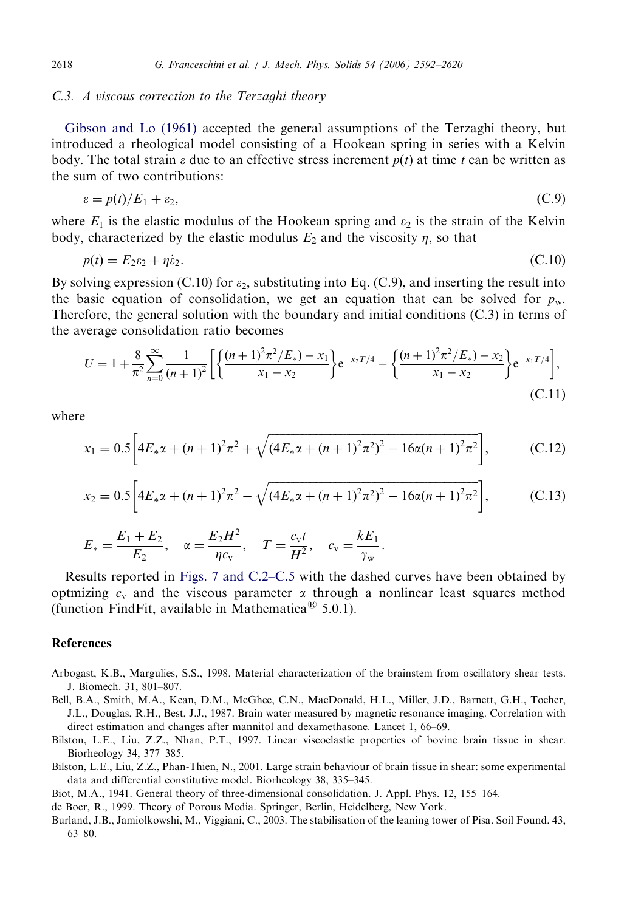### C.3. A viscous correction to the Terzaghi theory

Gibson and Lo (1961) accepted the general assumptions of the Terzaghi theory, but introduced a rheological model consisting of a Hookean spring in series with a Kelvin body. The total strain $\varepsilon$ due to an effective stress increment $p(t)$ at time $t$ can be written as the sum of two contributions:

$$\varepsilon = p(t)/E_1 + \varepsilon_2, \tag{C.9}$$

where $E_1$ is the elastic modulus of the Hookean spring and $\varepsilon_2$ is the strain of the Kelvin body, characterized by the elastic modulus $E_2$ and the viscosity $\eta$, so that

$$p(t) = E_2\varepsilon_2 + \eta\dot{\varepsilon}_2. \tag{C.10}$$

By solving expression (C.10) for $\varepsilon_2$, substituting into Eq. (C.9), and inserting the result into the basic equation of consolidation, we get an equation that can be solved for $p_w$. Therefore, the general solution with the boundary and initial conditions (C.3) in terms of the average consolidation ratio becomes

$$U = 1 + \frac{8}{\pi^2}\sum_{n=0}^{\infty}\frac{1}{(n+1)^2}\left[\left\{\frac{((n+1)^2\pi^2/E_*) - x_1}{x_1 - x_2}\right\}e^{-x_2T/4} - \left\{\frac{((n+1)^2\pi^2/E_*) - x_2}{x_1 - x_2}\right\}e^{-x_1T/4}\right], \tag{C.11}$$

where

$$x_1 = 0.5\left[4E_*\alpha + (n+1)^2\pi^2 + \sqrt{(4E_*\alpha + (n+1)^2\pi^2)^2 - 16\alpha(n+1)^2\pi^2}\right], \tag{C.12}$$

$$x_2 = 0.5\left[4E_*\alpha + (n+1)^2\pi^2 - \sqrt{(4E_*\alpha + (n+1)^2\pi^2)^2 - 16\alpha(n+1)^2\pi^2}\right], \tag{C.13}$$

$$E_* = \frac{E_1 + E_2}{E_2}, \quad \alpha = \frac{E_2H^2}{\eta c_v}, \quad T = \frac{c_v t}{H^2}, \quad c_v = \frac{kE_1}{\gamma_w}.$$

Results reported in Figs. 7 and C.2–C.5 with the dashed curves have been obtained by optmizing $c_v$ and the viscous parameter $\alpha$ through a nonlinear least squares method (function FindFit, available in Mathematica® 5.0.1).

## References

Arbogast, K.B., Margulies, S.S., 1998. Material characterization of the brainstem from oscillatory shear tests. J. Biomech. 31, 801–807.

Bell, B.A., Smith, M.A., Kean, D.M., McGhee, C.N., MacDonald, H.L., Miller, J.D., Barnett, G.H., Tocher, J.L., Douglas, R.H., Best, J.J., 1987. Brain water measured by magnetic resonance imaging. Correlation with direct estimation and changes after mannitol and dexamethasone. Lancet 1, 66–69.

Bilston, L.E., Liu, Z.Z., Nhan, P.T., 1997. Linear viscoelastic properties of bovine brain tissue in shear. Biorheology 34, 377–385.

Bilston, L.E., Liu, Z.Z., Phan-Thien, N., 2001. Large strain behaviour of brain tissue in shear: some experimental data and differential constitutive model. Biorheology 38, 335–345.

Biot, M.A., 1941. General theory of three-dimensional consolidation. J. Appl. Phys. 12, 155–164.

de Boer, R., 1999. Theory of Porous Media. Springer, Berlin, Heidelberg, New York.

Burland, J.B., Jamiolkowshi, M., Viggiani, C., 2003. The stabilisation of the leaning tower of Pisa. Soil Found. 43, 63–80.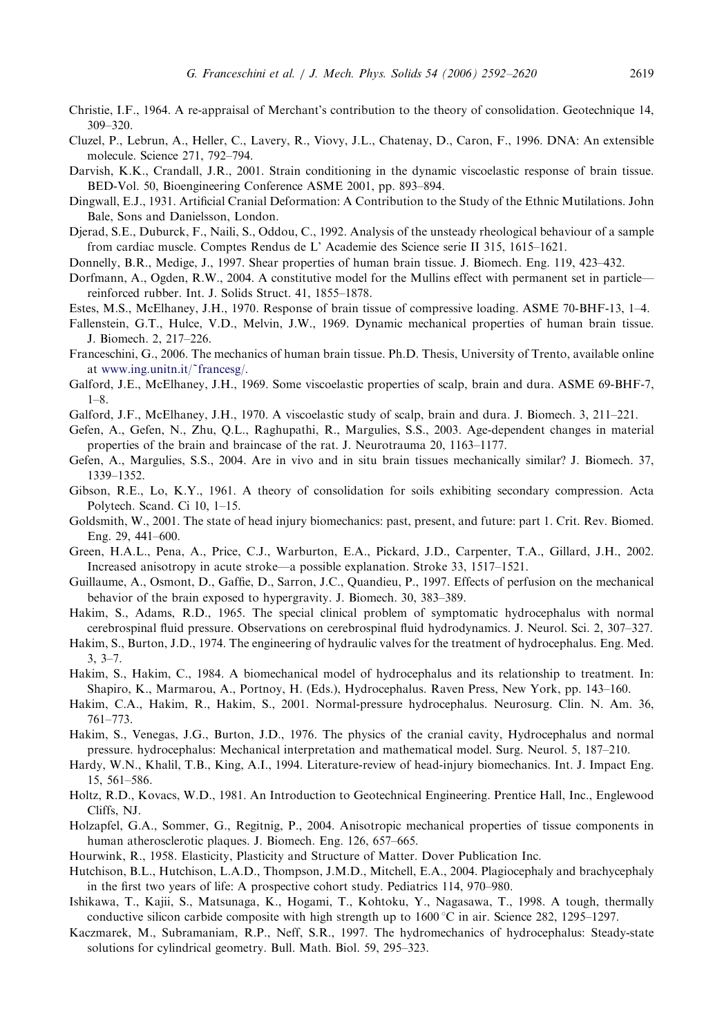Christie, I.F., 1964. A re-appraisal of Merchant's contribution to the theory of consolidation. Geotechnique 14, 309–320.

Cluzel, P., Lebrun, A., Heller, C., Lavery, R., Viovy, J.L., Chatenay, D., Caron, F., 1996. DNA: An extensible molecule. Science 271, 792–794.

Darvish, K.K., Crandall, J.R., 2001. Strain conditioning in the dynamic viscoelastic response of brain tissue. BED-Vol. 50, Bioengineering Conference ASME 2001, pp. 893–894.

Dingwall, E.J., 1931. Artificial Cranial Deformation: A Contribution to the Study of the Ethnic Mutilations. John Bale, Sons and Danielsson, London.

Djerad, S.E., Duburck, F., Naili, S., Oddou, C., 1992. Analysis of the unsteady rheological behaviour of a sample from cardiac muscle. Comptes Rendus de L' Academie des Science serie II 315, 1615–1621.

Donnelly, B.R., Medige, J., 1997. Shear properties of human brain tissue. J. Biomech. Eng. 119, 423–432.

Dorfmann, A., Ogden, R.W., 2004. A constitutive model for the Mullins effect with permanent set in particle—reinforced rubber. Int. J. Solids Struct. 41, 1855–1878.

Estes, M.S., McElhaney, J.H., 1970. Response of brain tissue of compressive loading. ASME 70-BHF-13, 1–4.

Fallenstein, G.T., Hulce, V.D., Melvin, J.W., 1969. Dynamic mechanical properties of human brain tissue. J. Biomech. 2, 217–226.

Franceschini, G., 2006. The mechanics of human brain tissue. Ph.D. Thesis, University of Trento, available online at www.ing.unitn.it/~francesg/.

Galford, J.E., McElhaney, J.H., 1969. Some viscoelastic properties of scalp, brain and dura. ASME 69-BHF-7, 1–8.

Galford, J.F., McElhaney, J.H., 1970. A viscoelastic study of scalp, brain and dura. J. Biomech. 3, 211–221.

Gefen, A., Gefen, N., Zhu, Q.L., Raghupathi, R., Margulies, S.S., 2003. Age-dependent changes in material properties of the brain and braincase of the rat. J. Neurotrauma 20, 1163–1177.

Gefen, A., Margulies, S.S., 2004. Are in vivo and in situ brain tissues mechanically similar? J. Biomech. 37, 1339–1352.

Gibson, R.E., Lo, K.Y., 1961. A theory of consolidation for soils exhibiting secondary compression. Acta Polytech. Scand. Ci 10, 1–15.

Goldsmith, W., 2001. The state of head injury biomechanics: past, present, and future: part 1. Crit. Rev. Biomed. Eng. 29, 441–600.

Green, H.A.L., Pena, A., Price, C.J., Warburton, E.A., Pickard, J.D., Carpenter, T.A., Gillard, J.H., 2002. Increased anisotropy in acute stroke—a possible explanation. Stroke 33, 1517–1521.

Guillaume, A., Osmont, D., Gaffie, D., Sarron, J.C., Quandieu, P., 1997. Effects of perfusion on the mechanical behavior of the brain exposed to hypergravity. J. Biomech. 30, 383–389.

Hakim, S., Adams, R.D., 1965. The special clinical problem of symptomatic hydrocephalus with normal cerebrospinal fluid pressure. Observations on cerebrospinal fluid hydrodynamics. J. Neurol. Sci. 2, 307–327.

Hakim, S., Burton, J.D., 1974. The engineering of hydraulic valves for the treatment of hydrocephalus. Eng. Med. 3, 3–7.

Hakim, S., Hakim, C., 1984. A biomechanical model of hydrocephalus and its relationship to treatment. In: Shapiro, K., Marmarou, A., Portnoy, H. (Eds.), Hydrocephalus. Raven Press, New York, pp. 143–160.

Hakim, C.A., Hakim, R., Hakim, S., 2001. Normal-pressure hydrocephalus. Neurosurg. Clin. N. Am. 36, 761–773.

Hakim, S., Venegas, J.G., Burton, J.D., 1976. The physics of the cranial cavity, Hydrocephalus and normal pressure. hydrocephalus: Mechanical interpretation and mathematical model. Surg. Neurol. 5, 187–210.

Hardy, W.N., Khalil, T.B., King, A.I., 1994. Literature-review of head-injury biomechanics. Int. J. Impact Eng. 15, 561–586.

Holtz, R.D., Kovacs, W.D., 1981. An Introduction to Geotechnical Engineering. Prentice Hall, Inc., Englewood Cliffs, NJ.

Holzapfel, G.A., Sommer, G., Regitnig, P., 2004. Anisotropic mechanical properties of tissue components in human atherosclerotic plaques. J. Biomech. Eng. 126, 657–665.

Hourwink, R., 1958. Elasticity, Plasticity and Structure of Matter. Dover Publication Inc.

Hutchison, B.L., Hutchison, L.A.D., Thompson, J.M.D., Mitchell, E.A., 2004. Plagiocephaly and brachycephaly in the first two years of life: A prospective cohort study. Pediatrics 114, 970–980.

Ishikawa, T., Kajii, S., Matsunaga, K., Hogami, T., Kohtoku, Y., Nagasawa, T., 1998. A tough, thermally conductive silicon carbide composite with high strength up to 1600 °C in air. Science 282, 1295–1297.

Kaczmarek, M., Subramaniam, R.P., Neff, S.R., 1997. The hydromechanics of hydrocephalus: Steady-state solutions for cylindrical geometry. Bull. Math. Biol. 59, 295–323.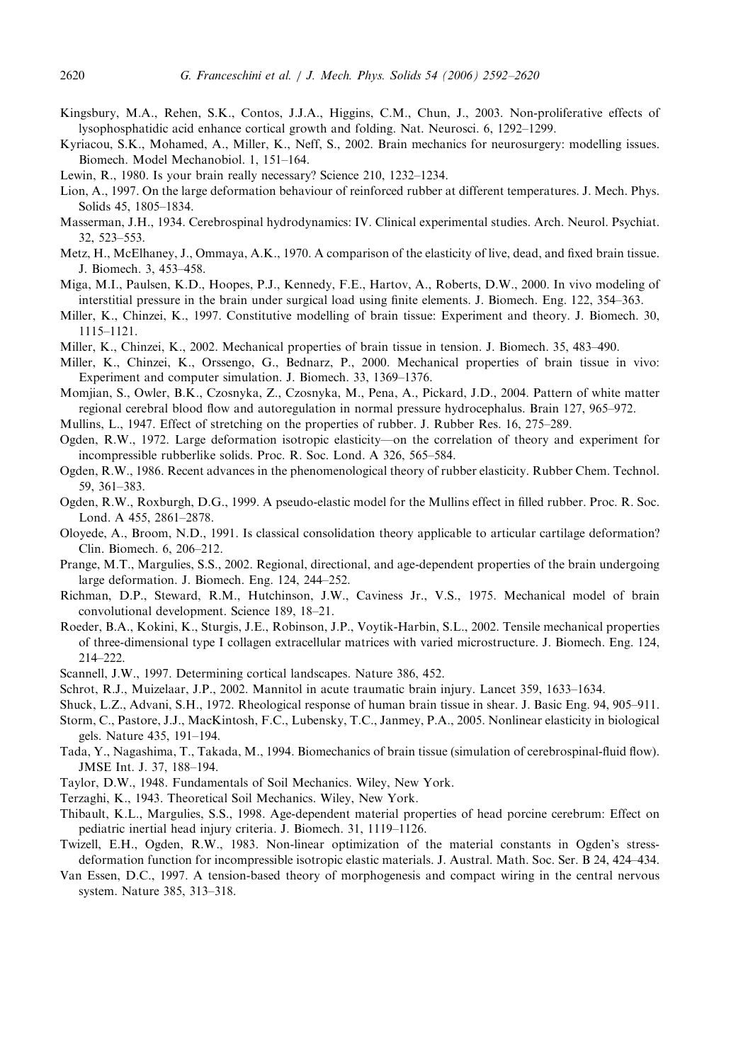Kingsbury, M.A., Rehen, S.K., Contos, J.J.A., Higgins, C.M., Chun, J., 2003. Non-proliferative effects of lysophosphatidic acid enhance cortical growth and folding. Nat. Neurosci. 6, 1292–1299.

Kyriacou, S.K., Mohamed, A., Miller, K., Neff, S., 2002. Brain mechanics for neurosurgery: modelling issues. Biomech. Model Mechanobiol. 1, 151–164.

Lewin, R., 1980. Is your brain really necessary? Science 210, 1232–1234.

Lion, A., 1997. On the large deformation behaviour of reinforced rubber at different temperatures. J. Mech. Phys. Solids 45, 1805–1834.

Masserman, J.H., 1934. Cerebrospinal hydrodynamics: IV. Clinical experimental studies. Arch. Neurol. Psychiat. 32, 523–553.

Metz, H., McElhaney, J., Ommaya, A.K., 1970. A comparison of the elasticity of live, dead, and fixed brain tissue. J. Biomech. 3, 453–458.

Miga, M.I., Paulsen, K.D., Hoopes, P.J., Kennedy, F.E., Hartov, A., Roberts, D.W., 2000. In vivo modeling of interstitial pressure in the brain under surgical load using finite elements. J. Biomech. Eng. 122, 354–363.

Miller, K., Chinzei, K., 1997. Constitutive modelling of brain tissue: Experiment and theory. J. Biomech. 30, 1115–1121.

Miller, K., Chinzei, K., 2002. Mechanical properties of brain tissue in tension. J. Biomech. 35, 483–490.

Miller, K., Chinzei, K., Orssengo, G., Bednarz, P., 2000. Mechanical properties of brain tissue in vivo: Experiment and computer simulation. J. Biomech. 33, 1369–1376.

Momjian, S., Owler, B.K., Czosnyka, Z., Czosnyka, M., Pena, A., Pickard, J.D., 2004. Pattern of white matter regional cerebral blood flow and autoregulation in normal pressure hydrocephalus. Brain 127, 965–972.

Mullins, L., 1947. Effect of stretching on the properties of rubber. J. Rubber Res. 16, 275–289.

Ogden, R.W., 1972. Large deformation isotropic elasticity—on the correlation of theory and experiment for incompressible rubberlike solids. Proc. R. Soc. Lond. A 326, 565–584.

Ogden, R.W., 1986. Recent advances in the phenomenological theory of rubber elasticity. Rubber Chem. Technol. 59, 361–383.

Ogden, R.W., Roxburgh, D.G., 1999. A pseudo-elastic model for the Mullins effect in filled rubber. Proc. R. Soc. Lond. A 455, 2861–2878.

Oloyede, A., Broom, N.D., 1991. Is classical consolidation theory applicable to articular cartilage deformation? Clin. Biomech. 6, 206–212.

Prange, M.T., Margulies, S.S., 2002. Regional, directional, and age-dependent properties of the brain undergoing large deformation. J. Biomech. Eng. 124, 244–252.

Richman, D.P., Steward, R.M., Hutchinson, J.W., Caviness Jr., V.S., 1975. Mechanical model of brain convolutional development. Science 189, 18–21.

Roeder, B.A., Kokini, K., Sturgis, J.E., Robinson, J.P., Voytik-Harbin, S.L., 2002. Tensile mechanical properties of three-dimensional type I collagen extracellular matrices with varied microstructure. J. Biomech. Eng. 124, 214–222.

Scannell, J.W., 1997. Determining cortical landscapes. Nature 386, 452.

Schrot, R.J., Muizelaar, J.P., 2002. Mannitol in acute traumatic brain injury. Lancet 359, 1633–1634.

Shuck, L.Z., Advani, S.H., 1972. Rheological response of human brain tissue in shear. J. Basic Eng. 94, 905–911.

Storm, C., Pastore, J.J., MacKintosh, F.C., Lubensky, T.C., Janmey, P.A., 2005. Nonlinear elasticity in biological gels. Nature 435, 191–194.

Tada, Y., Nagashima, T., Takada, M., 1994. Biomechanics of brain tissue (simulation of cerebrospinal-fluid flow). JMSE Int. J. 37, 188–194.

Taylor, D.W., 1948. Fundamentals of Soil Mechanics. Wiley, New York.

Terzaghi, K., 1943. Theoretical Soil Mechanics. Wiley, New York.

Thibault, K.L., Margulies, S.S., 1998. Age-dependent material properties of head porcine cerebrum: Effect on pediatric inertial head injury criteria. J. Biomech. 31, 1119–1126.

Twizell, E.H., Ogden, R.W., 1983. Non-linear optimization of the material constants in Ogden's stress-deformation function for incompressible isotropic elastic materials. J. Austral. Math. Soc. Ser. B 24, 424–434.

Van Essen, D.C., 1997. A tension-based theory of morphogenesis and compact wiring in the central nervous system. Nature 385, 313–318.